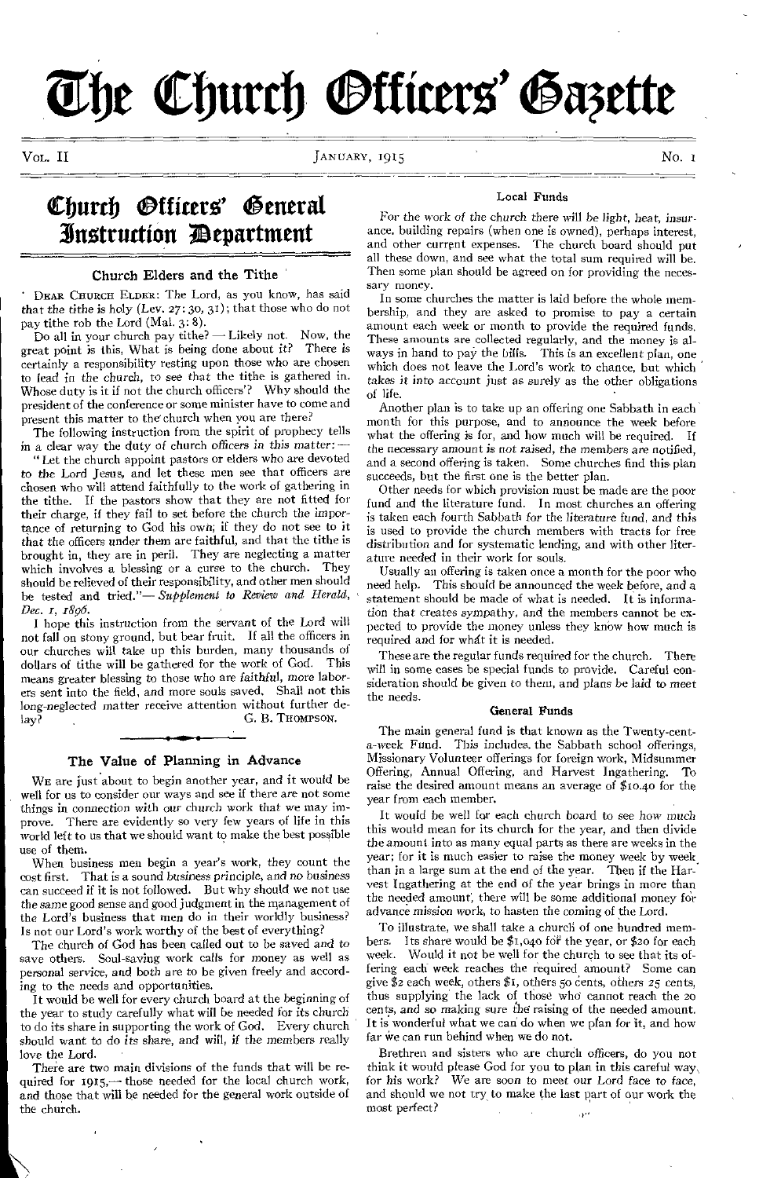# The Church Officers' Gazette

Vol. II — January, 1915 — No. 1

## Church Officers' General Instruction Department

### Church Elders and the Tithe

Dear Church Elder: The Lord, as you know, has said that the tithe is holy (Lev. 27: 30, 31); that those who do not pay tithe rob the Lord (Mal. 3: 8).

Do all in your church pay tithe? — Likely not. Now, the great point is this, What is being done about it? There is certainly a responsibility resting upon those who are chosen to lead in the church, to see that the tithe is gathered in. Whose duty is it if not the church officers'? Why should the president of the conference or some minister have to come and present this matter to the church when you are there?

The following instruction from the spirit of prophecy tells in a clear way the duty of church officers in this matter: —

"Let the church appoint pastors or elders who are devoted to the Lord Jesus, and let these men see that officers are chosen who will attend faithfully to the work of gathering in the tithe. If the pastors show that they are not fitted for their charge, if they fail to set before the church the importance of returning to God his own; if they do not see to it that the officers under them are faithful, and that the tithe is brought in, they are in peril. They are neglecting a matter which involves a blessing or a curse to the church. They should be relieved of their responsibility, and other men should be tested and tried." — *Supplement to Review and Herald, Dec. 1, 1896.*

I hope this instruction from the servant of the Lord will not fall on stony ground, but bear fruit. If all the officers in our churches will take up this burden, many thousands of dollars of tithe will be gathered for the work of God. This means greater blessing to those who are faithful, more laborers sent into the field, and more souls saved. Shall not this long-neglected matter receive attention without further delay?

G. B. Thompson.

### The Value of Planning in Advance

We are just about to begin another year, and it would be well for us to consider our ways and see if there are not some things in connection with our church work that we may improve. There are evidently so very few years of life in this world left to us that we should want to make the best possible use of them.

When business men begin a year's work, they count the cost first. That is a sound business principle, and no business can succeed if it is not followed. But why should we not use the same good sense and good judgment in the management of the Lord's business that men do in their worldly business? Is not our Lord's work worthy of the best of everything?

The church of God has been called out to be saved and to save others. Soul-saving work calls for money as well as personal service, and both are to be given freely and according to the needs and opportunities.

It would be well for every church board at the beginning of the year to study carefully what will be needed for its church to do its share in supporting the work of God. Every church should want to do its share, and will, if the members really love the Lord.

There are two main divisions of the funds that will be required for 1915, — those needed for the local church work, and those that will be needed for the general work outside of the church.

#### Local Funds

For the work of the church there will be light, heat, insurance, building repairs (when one is owned), perhaps interest, and other current expenses. The church board should put all these down, and see what the total sum required will be. Then some plan should be agreed on for providing the necessary money.

In some churches the matter is laid before the whole membership, and they are asked to promise to pay a certain amount each week or month to provide the required funds. These amounts are collected regularly, and the money is always in hand to pay the bills. This is an excellent plan, one which does not leave the Lord's work to chance, but which takes it into account just as surely as the other obligations of life.

Another plan is to take up an offering one Sabbath in each month for this purpose, and to announce the week before what the offering is for, and how much will be required. If the necessary amount is not raised, the members are notified, and a second offering is taken. Some churches find this plan succeeds, but the first one is the better plan.

Other needs for which provision must be made are the poor fund and the literature fund. In most churches an offering is taken each fourth Sabbath for the literature fund, and this is used to provide the church members with tracts for free distribution and for systematic lending, and with other literature needed in their work for souls.

Usually an offering is taken once a month for the poor who need help. This should be announced the week before, and a statement should be made of what is needed. It is information that creates sympathy, and the members cannot be expected to provide the money unless they know how much is required and for what it is needed.

These are the regular funds required for the church. There will in some cases be special funds to provide. Careful consideration should be given to them, and plans be laid to meet the needs.

#### General Funds

The main general fund is that known as the Twenty-cent-a-week Fund. This includes the Sabbath school offerings, Missionary Volunteer offerings for foreign work, Midsummer Offering, Annual Offering, and Harvest Ingathering. To raise the desired amount means an average of $10.40 for the year from each member.

It would be well for each church board to see how much this would mean for its church for the year, and then divide the amount into as many equal parts as there are weeks in the year; for it is much easier to raise the money week by week than in a large sum at the end of the year. Then if the Harvest Ingathering at the end of the year brings in more than the needed amount, there will be some additional money for advance mission work, to hasten the coming of the Lord.

To illustrate, we shall take a church of one hundred members. Its share would be $1,040 for the year, or $20 for each week. Would it not be well for the church to see that its offering each week reaches the required amount? Some can give $2 each week, others $1, others 50 cents, others 25 cents, thus supplying the lack of those who cannot reach the 20 cents, and so making sure the raising of the needed amount. It is wonderful what we can do when we plan for it, and how far we can run behind when we do not.

Brethren and sisters who are church officers, do you not think it would please God for you to plan in this careful way for his work? We are soon to meet our Lord face to face, and should we not try to make the last part of our work the most perfect?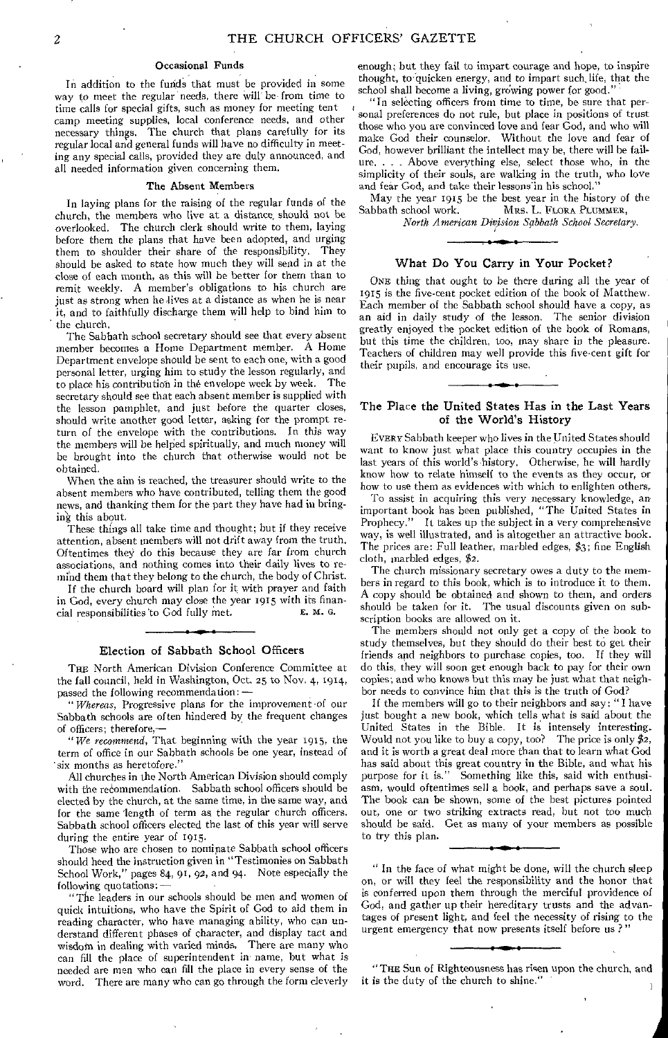### Occasional Funds

In addition to the funds that must be provided in some way to meet the regular needs, there will be from time to time calls for special gifts, such as money for meeting tent camp meeting supplies, local conference needs, and other necessary things. The church that plans carefully for its regular local and general funds will have no difficulty in meeting any special calls, provided they are duly announced, and all needed information given concerning them.

### The Absent Members

In laying plans for the raising of the regular funds of the church, the members who live at a distance should not be overlooked. The church clerk should write to them, laying before them the plans that have been adopted, and urging them to shoulder their share of the responsibility. They should be asked to state how much they will send in at the close of each month, as this will be better for them than to remit weekly. A member's obligations to his church are just as strong when he lives at a distance as when he is near it, and to faithfully discharge them will help to bind him to the church.

The Sabbath school secretary should see that every absent member becomes a Home Department member. A Home Department envelope should be sent to each one, with a good personal letter, urging him to study the lesson regularly, and to place his contribution in the envelope week by week. The secretary should see that each absent member is supplied with the lesson pamphlet, and just before the quarter closes, should write another good letter, asking for the prompt return of the envelope with the contributions. In this way the members will be helped spiritually, and much money will be brought into the church that otherwise would not be obtained.

When the aim is reached, the treasurer should write to the absent members who have contributed, telling them the good news, and thanking them for the part they have had in bringing this about.

These things all take time and thought; but if they receive attention, absent members will not drift away from the truth. Oftentimes they do this because they are far from church associations, and nothing comes into their daily lives to remind them that they belong to the church, the body of Christ.

If the church board will plan for it with prayer and faith in God, every church may close the year 1915 with its financial responsibilities to God fully met.

E. M. G.

## Election of Sabbath School Officers

The North American Division Conference Committee at the fall council, held in Washington, Oct. 25 to Nov. 4, 1914, passed the following recommendation: —

"*Whereas*, Progressive plans for the improvement of our Sabbath schools are often hindered by the frequent changes of officers; therefore, —

"*We recommend*, That beginning with the year 1915, the term of office in our Sabbath schools be one year, instead of six months as heretofore."

All churches in the North American Division should comply with the recommendation. Sabbath school officers should be elected by the church, at the same time, in the same way, and for the same length of term as the regular church officers. Sabbath school officers elected the last of this year will serve during the entire year of 1915.

Those who are chosen to nominate Sabbath school officers should heed the instruction given in "Testimonies on Sabbath School Work," pages 84, 91, 92, and 94. Note especially the following quotations: —

"The leaders in our schools should be men and women of quick intuitions, who have the Spirit of God to aid them in reading character, who have managing ability, who can understand different phases of character, and display tact and wisdom in dealing with varied minds. There are many who can fill the place of superintendent in name, but what is needed are men who can fill the place in every sense of the word. There are many who can go through the form cleverly enough; but they fail to impart courage and hope, to inspire thought, to quicken energy, and to impart such life, that the school shall become a living, growing power for good."

"In selecting officers from time to time, be sure that personal preferences do not rule, but place in positions of trust those who you are convinced love and fear God, and who will make God their counselor. Without the love and fear of God, however brilliant the intellect may be, there will be failure. . . . Above everything else, select those who, in the simplicity of their souls, are walking in the truth, who love and fear God, and take their lessons in his school."

May the year 1915 be the best year in the history of the Sabbath school work.

MRS. L. FLORA PLUMMER,
*North American Division Sabbath School Secretary.*

## What Do You Carry in Your Pocket?

One thing that ought to be there during all the year of 1915 is the five-cent pocket edition of the book of Matthew. Each member of the Sabbath school should have a copy, as an aid in daily study of the lesson. The senior division greatly enjoyed the pocket edition of the book of Romans, but this time the children, too, may share in the pleasure. Teachers of children may well provide this five-cent gift for their pupils, and encourage its use.

## The Place the United States Has in the Last Years of the World's History

Every Sabbath keeper who lives in the United States should want to know just what place this country occupies in the last years of this world's history. Otherwise, he will hardly know how to relate himself to the events as they occur, or how to use them as evidences with which to enlighten others.

To assist in acquiring this very necessary knowledge, an important book has been published, "The United States in Prophecy." It takes up the subject in a very comprehensive way, is well illustrated, and is altogether an attractive book. The prices are: Full leather, marbled edges, $3; fine English cloth, marbled edges, $2.

The church missionary secretary owes a duty to the members in regard to this book, which is to introduce it to them. A copy should be obtained and shown to them, and orders should be taken for it. The usual discounts given on subscription books are allowed on it.

The members should not only get a copy of the book to study themselves, but they should do their best to get their friends and neighbors to purchase copies, too. If they will do this, they will soon get enough back to pay for their own copies; and who knows but this may be just what that neighbor needs to convince him that this is the truth of God?

If the members will go to their neighbors and say: "I have just bought a new book, which tells what is said about the United States in the Bible. It is intensely interesting. Would not you like to buy a copy, too? The price is only $2, and it is worth a great deal more than that to learn what God has said about this great country in the Bible, and what his purpose for it is." Something like this, said with enthusiasm, would oftentimes sell a book, and perhaps save a soul. The book can be shown, some of the best pictures pointed out, one or two striking extracts read, but not too much should be said. Get as many of your members as possible to try this plan.

"In the face of what might be done, will the church sleep on, or will they feel the responsibility and the honor that is conferred upon them through the merciful providence of God, and gather up their hereditary trusts and the advantages of present light, and feel the necessity of rising to the urgent emergency that now presents itself before us?"

"The Sun of Righteousness has risen upon the church, and it is the duty of the church to shine."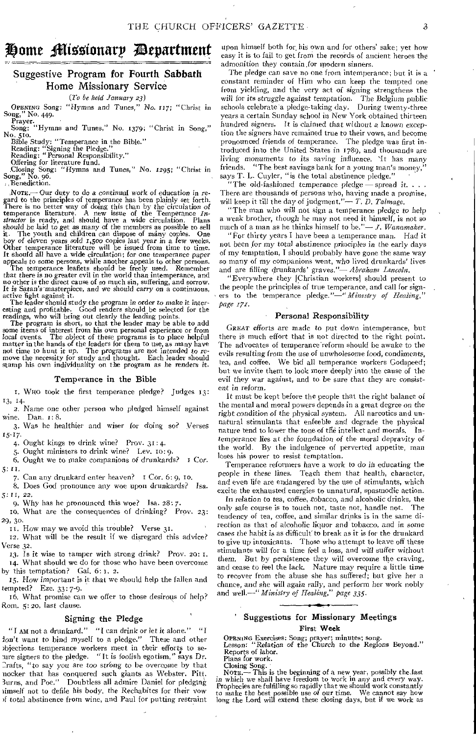# Home Missionary Department

## Suggestive Program for Fourth Sabbath Home Missionary Service

*(To be held January 23)*

OPENING Song: "Hymns and Tunes," No. 117; "Christ in Song," No. 449.

Prayer.

Song: "Hymns and Tunes," No. 1379; "Christ in Song," No. 510.

Bible Study: "Temperance in the Bible."

Reading: "Signing the Pledge."

Reading: "Personal Responsibility."

Offering for literature fund.

Closing Song: "Hymns and Tunes," No. 1295; "Christ in Song," No. 96.

Benediction.

NOTE.— Our duty to do a continual work of education in regard to the principles of temperance has been plainly set forth. There is no better way of doing this than by the circulation of temperance literature. A new issue of the Temperance *Instructor* is ready, and should have a wide circulation. Plans should be laid to get as many of the members as possible to sell it. The youth and children can dispose of many copies. One boy of eleven years sold 1,500 copies last year in a few weeks. Other temperance literature will be issued from time to time. It should all have a wide circulation; for one temperance paper appeals to some persons, while another appeals to other persons.

The temperance leaflets should be freely used. Remember that there is no greater evil in the world than intemperance, and no other is the direct cause of so much sin, suffering, and sorrow. It is Satan's masterpiece, and we should carry on a continuous, active fight against it.

The leader should study the program in order to make it interesting and profitable. Good readers should be selected for the readings, who will bring out clearly the leading points.

The program is short, so that the leader may be able to add some items of interest from his own personal experience or from local events. The object of these programs is to place helpful matter in the hands of the leaders for them to use, as many have not time to hunt it up. The programs are not intended to remove the necessity for study and thought. Each leader should stamp his own individuality on the program as he renders it.

### Temperance in the Bible

1. WHO took the first temperance pledge? Judges 13: 13, 14.
2. Name one other person who pledged himself against wine. Dan. 1: 8.
3. Was he healthier and wiser for doing so? Verses 15-17.
4. Ought kings to drink wine? Prov. 31: 4.
5. Ought ministers to drink wine? Lev. 10: 9.
6. Ought we to make companions of drunkards? 1 Cor. 5: 11.
7. Can any drunkard enter heaven? 1 Cor. 6: 9, 10.
8. Does God pronounce any woe upon drunkards? Isa. 5: 11, 22.
9. Why has he pronounced this woe? Isa. 28: 7.
10. What are the consequences of drinking? Prov. 23: 29, 30.
11. How may we avoid this trouble? Verse 31.
12. What will be the result if we disregard this advice? Verse 32.
13. Is it wise to tamper with strong drink? Prov. 20: 1.
14. What should we do for those who have been overcome by this temptation? Gal. 6: 1, 2.
15. How important is it that we should help the fallen and tempted? Eze. 33: 7-9.
16. What promise can we offer to those desirous of help? Rom. 5: 20, last clause.

### Signing the Pledge

"I AM not a drunkard." "I can drink or let it alone." "I don't want to bind myself to a pledge." These and other objections temperance workers meet in their efforts to secure signers to the pledge. "It is foolish egotism," says Dr. Crafts, "to say you are too strong to be overcome by that mocker that has conquered such giants as Webster, Pitt, Burns, and Poe." Doubtless all admire Daniel for pledging himself not to defile his body, the Rechabites for their vow of total abstinence from wine, and Paul for putting restraint upon himself both for his own and for others' sake; yet how easy it is to fail to get from the records of ancient heroes the admonition they contain for modern sinners.

The pledge can save no one from intemperance; but it is a constant reminder of Him who can keep the tempted one from yielding, and the very act of signing strengthens the will for its struggle against temptation. The Belgium public schools celebrate a pledge-taking day. During twenty-three years a certain Sunday school in New York obtained thirteen hundred signers. It is claimed that without a known exception the signers have remained true to their vows, and become pronounced friends of temperance. The pledge was first introduced into the United States in 1789, and thousands are living monuments to its saving influence. "It has many friends. "The best savings bank for a young man's money," says T. L. Cuyler, "is the total abstinence pledge."

"The old-fashioned temperance pledge — spread it. . . . There are thousands of persons who, having made a promise, will keep it till the day of judgment."— *T. D. Talmage.*

"The man who will not sign a temperance pledge to help a weak brother, though he may not need it himself, is not so much of a man as he thinks himself to be."— *J. Wanamaker.*

"For thirty years I have been a temperance man. Had it not been for my total abstinence principles in the early days of my temptation, I should probably have gone the same way so many of my companions went, who lived drunkards' lives and are filling drunkards' graves."— *Abraham Lincoln.*

"Everywhere they [Christian workers] should present to the people the principles of true temperance, and call for signers to the temperance pledge."—*"Ministry of Healing," page 171.*

### Personal Responsibility

GREAT efforts are made to put down intemperance, but there is much effort that is not directed to the right point. The advocates of temperance reform should be awake to the evils resulting from the use of unwholesome food, condiments, tea, and coffee. We bid all temperance workers Godspeed; but we invite them to look more deeply into the cause of the evil they war against, and to be sure that they are consistent in reform.

It must be kept before the people that the right balance of the mental and moral powers depends in a great degree on the right condition of the physical system. All narcotics and unnatural stimulants that enfeeble and degrade the physical nature tend to lower the tone of the intellect and morals. Intemperance lies at the foundation of the moral depravity of the world. By the indulgence of perverted appetite, man loses his power to resist temptation.

Temperance reformers have a work to do in educating the people in these lines. Teach them that health, character, and even life are endangered by the use of stimulants, which excite the exhausted energies to unnatural, spasmodic action.

In relation to tea, coffee, tobacco, and alcoholic drinks, the only safe course is to touch not, taste not, handle not. The tendency of tea, coffee, and similar drinks is in the same direction as that of alcoholic liquor and tobacco, and in some cases the habit is as difficult to break as it is for the drunkard to give up intoxicants. Those who attempt to leave off these stimulants will for a time feel a loss, and will suffer without them. But by persistence they will overcome the craving, and cease to feel the lack. Nature may require a little time to recover from the abuse she has suffered; but give her a chance, and she will again rally, and perform her work nobly and well.—*"Ministry of Healing," page 335.*

---

## Suggestions for Missionary Meetings

### First Week

OPENING Exercises: Song; prayer; minutes; song.

Lesson: "Relation of the Church to the Regions Beyond."

Reports of labor.

Plans for work.

Closing Song.

NOTE.— This is the beginning of a new year, possibly the last in which we shall have freedom to work in any and every way. Prophecies are fulfilling so rapidly that we should work constantly to make the best possible use of our time. We cannot say how long the Lord will extend these closing days, but if we work as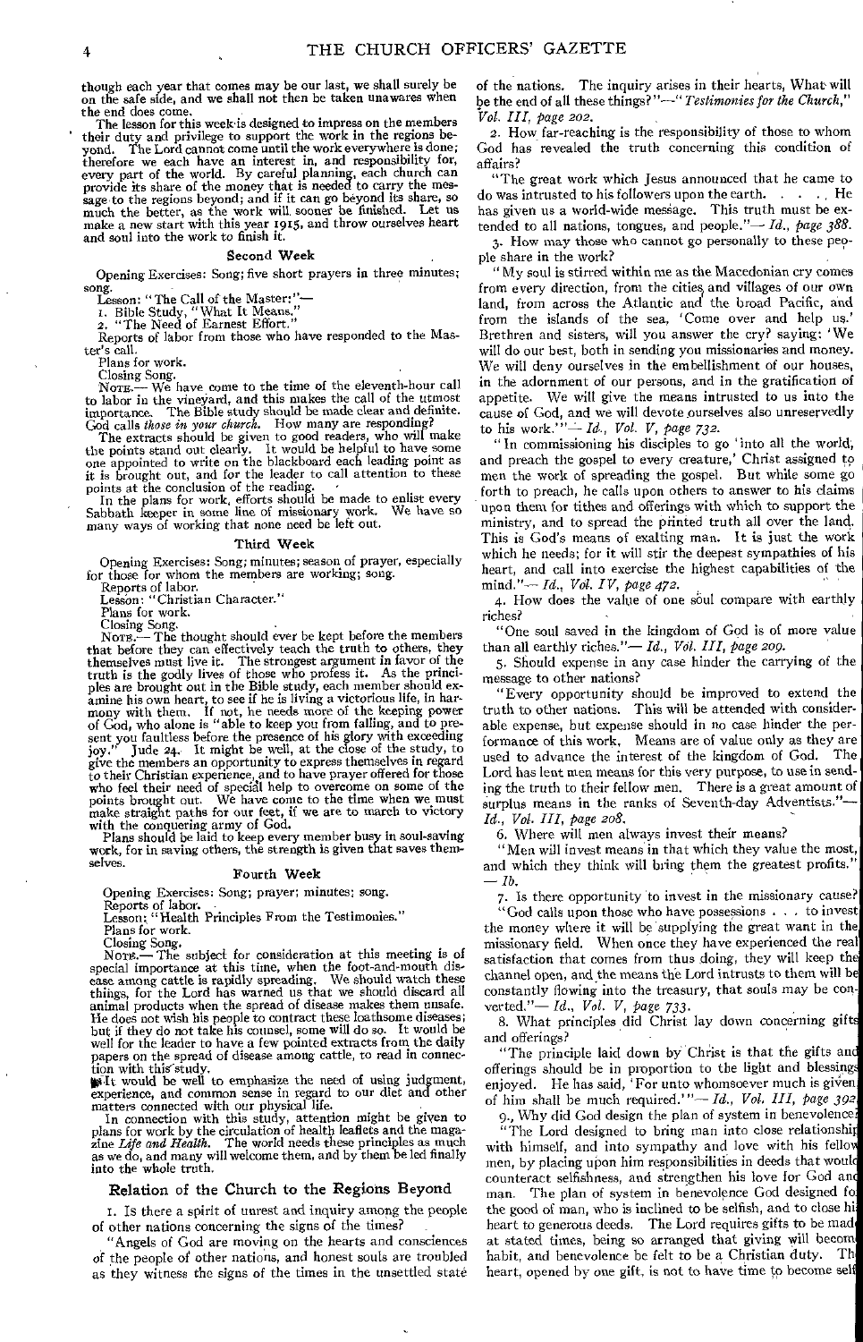though each year that comes may be our last, we shall surely be on the safe side, and we shall not then be taken unawares when the end does come.

The lesson for this week is designed to impress on the members their duty and privilege to support the work in the regions beyond. The Lord cannot come until the work everywhere is done; therefore we each have an interest in, and responsibility for, every part of the world. By careful planning, each church can provide its share of the money that is needed to carry the message to the regions beyond; and if it can go beyond its share, so much the better, as the work will sooner be finished. Let us make a new start with this year 1915, and throw ourselves heart and soul into the work to finish it.

### Second Week

Opening Exercises: Song; five short prayers in three minutes; song.

Lesson: "The Call of the Master:"—

1. Bible Study, "What It Means,"
2. "The Need of Earnest Effort."

Reports of labor from those who have responded to the Master's call.

Plans for work.

Closing Song.

NOTE.— We have come to the time of the eleventh-hour call to labor in the vineyard, and this makes the call of the utmost importance. The Bible study should be made clear and definite. God calls *those in your church*. How many are responding?

The extracts should be given to good readers, who will make the points stand out clearly. It would be helpful to have some one appointed to write on the blackboard each leading point as it is brought out, and for the leader to call attention to these points at the conclusion of the reading.

In the plans for work, efforts should be made to enlist every Sabbath keeper in some line of missionary work. We have so many ways of working that none need be left out.

### Third Week

Opening Exercises: Song; minutes; season of prayer, especially for those for whom the members are working; song.

Reports of labor.

Lesson: "Christian Character."

Plans for work.

Closing Song.

NOTE.— The thought should ever be kept before the members that before they can effectively teach the truth to others, they themselves must live it. The strongest argument in favor of the truth is the godly lives of those who profess it. As the principles are brought out in the Bible study, each member should examine his own heart, to see if he is living a victorious life, in harmony with them. If not, he needs more of the keeping power of God, who alone is "able to keep you from falling, and to present you faultless before the presence of his glory with exceeding joy." Jude 24. It might be well, at the close of the study, to give the members an opportunity to express themselves in regard to their Christian experience, and to have prayer offered for those who feel their need of special help to overcome on some of the points brought out. We have come to the time when we must make straight paths for our feet, if we are to march to victory with the conquering army of God.

Plans should be laid to keep every member busy in soul-saving work, for in saving others, the strength is given that saves themselves.

### Fourth Week

Opening Exercises: Song; prayer; minutes; song.

Reports of labor.

Lesson: "Health Principles From the Testimonies."

Plans for work.

Closing Song.

NOTE.— The subject for consideration at this meeting is of special importance at this time, when the foot-and-mouth disease among cattle is rapidly spreading. We should watch these things, for the Lord has warned us that we should discard all animal products when the spread of disease makes them unsafe. He does not wish his people to contract these loathsome diseases; but if they do not take his counsel, some will do so. It would be well for the leader to have a few pointed extracts from the daily papers on the spread of disease among cattle, to read in connection with this study.

It would be well to emphasize the need of using judgment, experience, and common sense in regard to our diet and other matters connected with our physical life.

In connection with this study, attention might be given to plans for work by the circulation of health leaflets and the magazine *Life and Health*. The world needs these principles as much as we do, and many will welcome them, and by them be led finally into the whole truth.

## Relation of the Church to the Regions Beyond

1. Is there a spirit of unrest and inquiry among the people of other nations concerning the signs of the times?

"Angels of God are moving on the hearts and consciences of the people of other nations, and honest souls are troubled as they witness the signs of the times in the unsettled state of the nations. The inquiry arises in their hearts, What will be the end of all these things?"—"*Testimonies for the Church,*" *Vol. III, page 202.*

2. How far-reaching is the responsibility of those to whom God has revealed the truth concerning this condition of affairs?

"The great work which Jesus announced that he came to do was intrusted to his followers upon the earth. . . . He has given us a world-wide message. This truth must be extended to all nations, tongues, and people."— *Id., page 388.*

3. How may those who cannot go personally to these people share in the work?

"My soul is stirred within me as the Macedonian cry comes from every direction, from the cities and villages of our own land, from across the Atlantic and the broad Pacific, and from the islands of the sea, 'Come over and help us.' Brethren and sisters, will you answer the cry? saying: 'We will do our best, both in sending you missionaries and money. We will deny ourselves in the embellishment of our houses, in the adornment of our persons, and in the gratification of appetite. We will give the means intrusted to us into the cause of God, and we will devote ourselves also unreservedly to his work.'"— *Id., Vol. V, page 732.*

"In commissioning his disciples to go 'into all the world, and preach the gospel to every creature,' Christ assigned to men the work of spreading the gospel. But while some go forth to preach, he calls upon others to answer to his claims upon them for tithes and offerings with which to support the ministry, and to spread the printed truth all over the land. This is God's means of exalting man. It is just the work which he needs; for it will stir the deepest sympathies of his heart, and call into exercise the highest capabilities of the mind."— *Id., Vol. IV, page 472.*

4. How does the value of one soul compare with earthly riches?

"One soul saved in the kingdom of God is of more value than all earthly riches."— *Id., Vol. III, page 209.*

5. Should expense in any case hinder the carrying of the message to other nations?

"Every opportunity should be improved to extend the truth to other nations. This will be attended with considerable expense, but expense should in no case hinder the performance of this work. Means are of value only as they are used to advance the interest of the kingdom of God. The Lord has lent men means for this very purpose, to use in sending the truth to their fellow men. There is a great amount of surplus means in the ranks of Seventh-day Adventists."— *Id., Vol. III, page 208.*

6. Where will men always invest their means?

"Men will invest means in that which they value the most, and which they think will bring them the greatest profits." — *Ib.*

7. Is there opportunity to invest in the missionary cause?

"God calls upon those who have possessions . . . to invest the money where it will be supplying the great want in the missionary field. When once they have experienced the real satisfaction that comes from thus doing, they will keep the channel open, and the means the Lord intrusts to them will be constantly flowing into the treasury, that souls may be converted."— *Id., Vol. V, page 733.*

8. What principles did Christ lay down concerning gifts and offerings?

"The principle laid down by Christ is that the gifts and offerings should be in proportion to the light and blessings enjoyed. He has said, 'For unto whomsoever much is given, of him shall be much required.'"— *Id., Vol. III, page 392.*

9. Why did God design the plan of system in benevolence?

"The Lord designed to bring man into close relationship with himself, and into sympathy and love with his fellow men, by placing upon him responsibilities in deeds that would counteract selfishness, and strengthen his love for God and man. The plan of system in benevolence God designed for the good of man, who is inclined to be selfish, and to close his heart to generous deeds. The Lord requires gifts to be made at stated times, being so arranged that giving will become habit, and benevolence be felt to be a Christian duty. The heart, opened by one gift, is not to have time to become self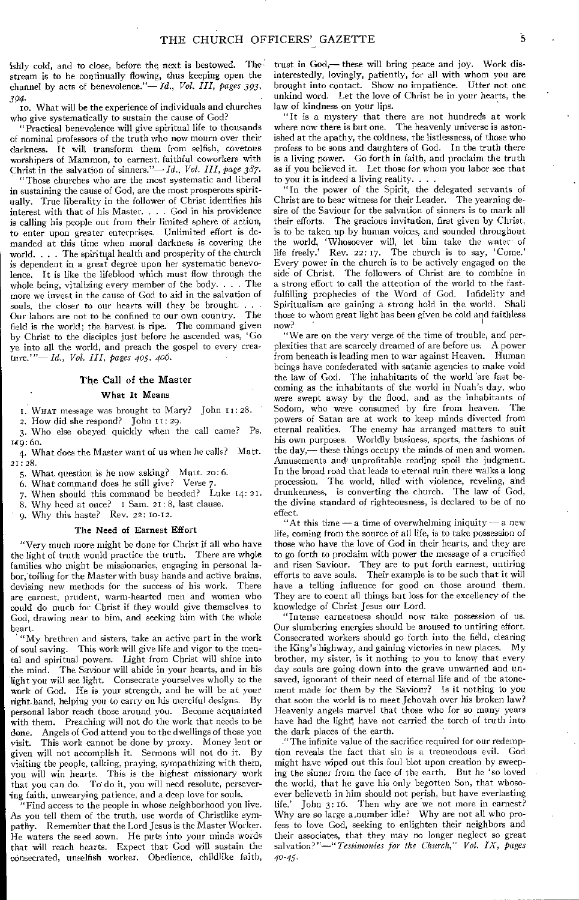ishly cold, and to close, before the next is bestowed. The stream is to be continually flowing, thus keeping open the channel by acts of benevolence."— *Id., Vol. III, pages 393, 394.*

10. What will be the experience of individuals and churches who give systematically to sustain the cause of God?

"Practical benevolence will give spiritual life to thousands of nominal professors of the truth who now mourn over their darkness. It will transform them from selfish, covetous worshipers of Mammon, to earnest, faithful coworkers with Christ in the salvation of sinners."— *Id., Vol. III, page 387.*

"Those churches who are the most systematic and liberal in sustaining the cause of God, are the most prosperous spiritually. True liberality in the follower of Christ identifies his interest with that of his Master. . . . God in his providence is calling his people out from their limited sphere of action, to enter upon greater enterprises. Unlimited effort is demanded at this time when moral darkness is covering the world. . . . The spiritual health and prosperity of the church is dependent in a great degree upon her systematic benevolence. It is like the lifeblood which must flow through the whole being, vitalizing every member of the body. . . . The more we invest in the cause of God to aid in the salvation of souls, the closer to our hearts will they be brought. . . . Our labors are not to be confined to our own country. The field is the world; the harvest is ripe. The command given by Christ to the disciples just before he ascended was, 'Go ye into all the world, and preach the gospel to every creature.'"— *Id., Vol. III, pages 405, 406.*

## The Call of the Master

### What It Means

1. What message was brought to Mary? John 11: 28.
2. How did she respond? John 11: 29.
3. Who else obeyed quickly when the call came? Ps. 119: 60.
4. What does the Master want of us when he calls? Matt. 21: 28.
5. What question is he now asking? Matt. 20: 6.
6. What command does he still give? Verse 7.
7. When should this command be heeded? Luke 14: 21.
8. Why heed at once? 1 Sam. 21: 8, last clause.
9. Why this haste? Rev. 22: 10-12.

### The Need of Earnest Effort

"Very much more might be done for Christ if all who have the light of truth would practice the truth. There are whole families who might be missionaries, engaging in personal labor, toiling for the Master with busy hands and active brains, devising new methods for the success of his work. There are earnest, prudent, warm-hearted men and women who could do much for Christ if they would give themselves to God, drawing near to him, and seeking him with the whole heart.

"My brethren and sisters, take an active part in the work of soul saving. This work will give life and vigor to the mental and spiritual powers. Light from Christ will shine into the mind. The Saviour will abide in your hearts, and in his light you will see light. Consecrate yourselves wholly to the work of God. He is your strength, and he will be at your right hand, helping you to carry on his merciful designs. By personal labor reach those around you. Become acquainted with them. Preaching will not do the work that needs to be done. Angels of God attend you to the dwellings of those you visit. This work cannot be done by proxy. Money lent or given will not accomplish it. Sermons will not do it. By visiting the people, talking, praying, sympathizing with them, you will win hearts. This is the highest missionary work that you can do. To do it, you will need resolute, persevering faith, unwearying patience, and a deep love for souls.

"Find access to the people in whose neighborhood you live. As you tell them of the truth, use words of Christlike sympathy. Remember that the Lord Jesus is the Master Worker. He waters the seed sown. He puts into your minds words that will reach hearts. Expect that God will sustain the consecrated, unselfish worker. Obedience, childlike faith, trust in God,— these will bring peace and joy. Work disinterestedly, lovingly, patiently, for all with whom you are brought into contact. Show no impatience. Utter not one unkind word. Let the love of Christ be in your hearts, the law of kindness on your lips.

"It is a mystery that there are not hundreds at work where now there is but one. The heavenly universe is astonished at the apathy, the coldness, the listlessness, of those who profess to be sons and daughters of God. In the truth there is a living power. Go forth in faith, and proclaim the truth as if you believed it. Let those for whom you labor see that to you it is indeed a living reality. . . .

"In the power of the Spirit, the delegated servants of Christ are to bear witness for their Leader. The yearning desire of the Saviour for the salvation of sinners is to mark all their efforts. The gracious invitation, first given by Christ, is to be taken up by human voices, and sounded throughout the world, 'Whosoever will, let him take the water of life freely.' Rev. 22: 17. The church is to say, 'Come.' Every power in the church is to be actively engaged on the side of Christ. The followers of Christ are to combine in a strong effort to call the attention of the world to the fast-fulfilling prophecies of the Word of God. Infidelity and Spiritualism are gaining a strong hold in the world. Shall those to whom great light has been given be cold and faithless now?

"We are on the very verge of the time of trouble, and perplexities that are scarcely dreamed of are before us. A power from beneath is leading men to war against Heaven. Human beings have confederated with satanic agencies to make void the law of God. The inhabitants of the world are fast becoming as the inhabitants of the world in Noah's day, who were swept away by the flood, and as the inhabitants of Sodom, who were consumed by fire from heaven. The powers of Satan are at work to keep minds diverted from eternal realities. The enemy has arranged matters to suit his own purposes. Worldly business, sports, the fashions of the day,— these things occupy the minds of men and women. Amusements and unprofitable reading spoil the judgment. In the broad road that leads to eternal ruin there walks a long procession. The world, filled with violence, reveling, and drunkenness, is converting the church. The law of God, the divine standard of righteousness, is declared to be of no effect.

"At this time — a time of overwhelming iniquity — a new life, coming from the source of all life, is to take possession of those who have the love of God in their hearts, and they are to go forth to proclaim with power the message of a crucified and risen Saviour. They are to put forth earnest, untiring efforts to save souls. Their example is to be such that it will have a telling influence for good on those around them. They are to count all things but loss for the excellency of the knowledge of Christ Jesus our Lord.

"Intense earnestness should now take possession of us. Our slumbering energies should be aroused to untiring effort. Consecrated workers should go forth into the field, clearing the King's highway, and gaining victories in new places. My brother, my sister, is it nothing to you to know that every day souls are going down into the grave unwarned and unsaved, ignorant of their need of eternal life and of the atonement made for them by the Saviour? Is it nothing to you that soon the world is to meet Jehovah over his broken law? Heavenly angels marvel that those who for so many years have had the light, have not carried the torch of truth into the dark places of the earth.

"The infinite value of the sacrifice required for our redemption reveals the fact that sin is a tremendous evil. God might have wiped out this foul blot upon creation by sweeping the sinner from the face of the earth. But he 'so loved the world, that he gave his only begotten Son, that whosoever believeth in him should not perish, but have everlasting life.' John 3: 16. Then why are we not more in earnest? Why are so large a number idle? Why are not all who profess to love God, seeking to enlighten their neighbors and their associates, that they may no longer neglect so great salvation?"— *"Testimonies for the Church," Vol. IX, pages 40-45.*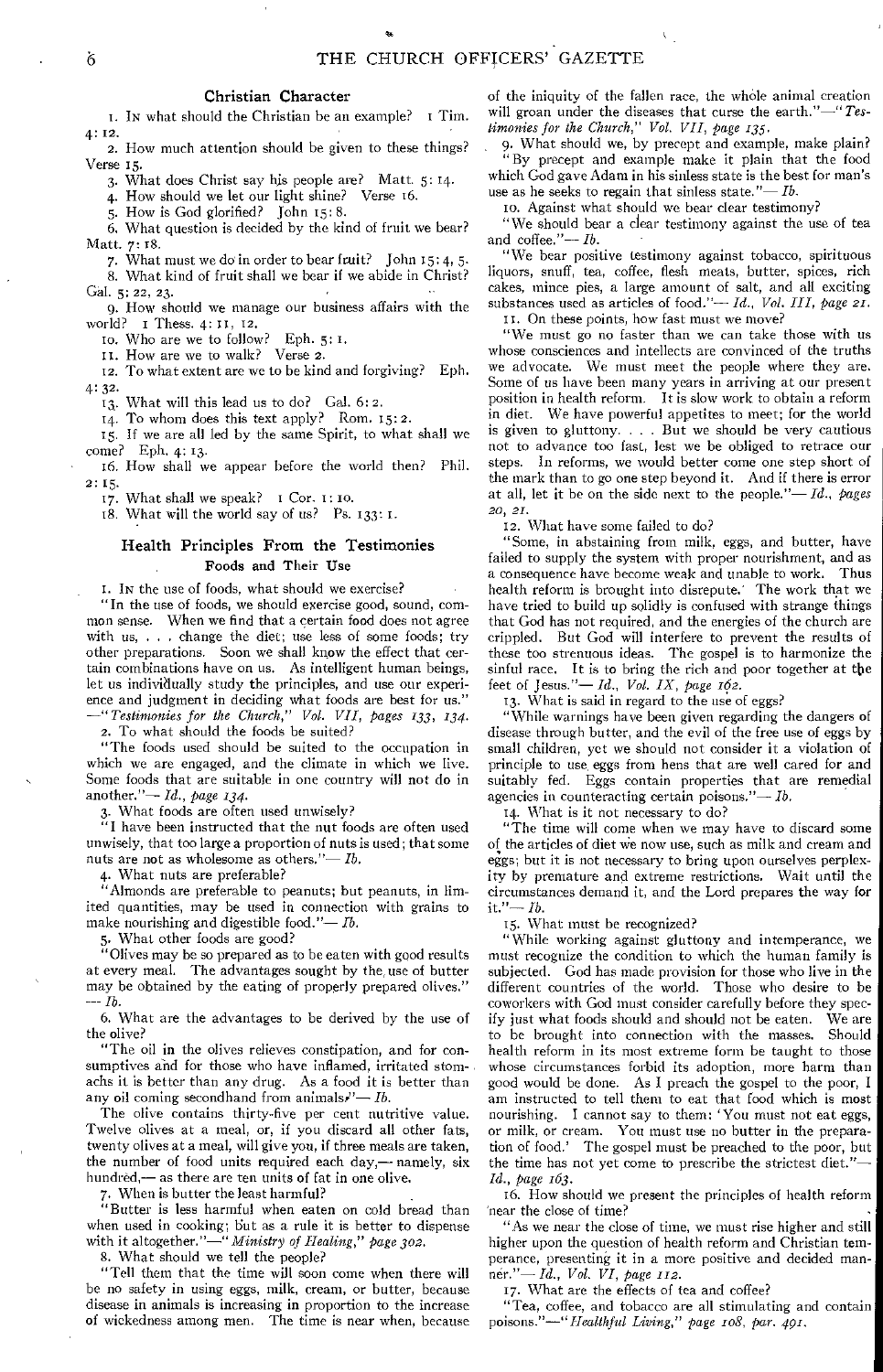## Christian Character

1. IN what should the Christian be an example? 1 Tim. 4: 12.

2. How much attention should be given to these things? Verse 15.

3. What does Christ say his people are? Matt. 5: 14.

4. How should we let our light shine? Verse 16.

5. How is God glorified? John 15: 8.

6. What question is decided by the kind of fruit we bear? Matt. 7: 18.

7. What must we do in order to bear fruit? John 15: 4, 5.

8. What kind of fruit shall we bear if we abide in Christ? Gal. 5: 22, 23.

9. How should we manage our business affairs with the world? 1 Thess. 4: 11, 12.

10. Who are we to follow? Eph. 5: 1.

11. How are we to walk? Verse 2.

12. To what extent are we to be kind and forgiving? Eph. 4: 32.

13. What will this lead us to do? Gal. 6: 2.

14. To whom does this text apply? Rom. 15: 2.

15. If we are all led by the same Spirit, to what shall we come? Eph. 4: 13.

16. How shall we appear before the world then? Phil. 2: 15.

17. What shall we speak? 1 Cor. 1: 10.

18. What will the world say of us? Ps. 133: 1.

## Health Principles From the Testimonies

### Foods and Their Use

1. IN the use of foods, what should we exercise?

"In the use of foods, we should exercise good, sound, common sense. When we find that a certain food does not agree with us, . . . change the diet; use less of some foods; try other preparations. Soon we shall know the effect that certain combinations have on us. As intelligent human beings, let us individually study the principles, and use our experience and judgment in deciding what foods are best for us." —"*Testimonies for the Church," Vol. VII, pages 133, 134.*

2. To what should the foods be suited?

"The foods used should be suited to the occupation in which we are engaged, and the climate in which we live. Some foods that are suitable in one country will not do in another."— *Id., page 134.*

3. What foods are often used unwisely?

"I have been instructed that the nut foods are often used unwisely, that too large a proportion of nuts is used; that some nuts are not as wholesome as others."— *Ib.*

4. What nuts are preferable?

"Almonds are preferable to peanuts; but peanuts, in limited quantities, may be used in connection with grains to make nourishing and digestible food."— *Ib.*

5. What other foods are good?

"Olives may be so prepared as to be eaten with good results at every meal. The advantages sought by the use of butter may be obtained by the eating of properly prepared olives." — *Ib.*

6. What are the advantages to be derived by the use of the olive?

"The oil in the olives relieves constipation, and for consumptives and for those who have inflamed, irritated stomachs it is better than any drug. As a food it is better than any oil coming secondhand from animals."— *Ib.*

The olive contains thirty-five per cent nutritive value. Twelve olives at a meal, or, if you discard all other fats, twenty olives at a meal, will give you, if three meals are taken, the number of food units required each day,— namely, six hundred,— as there are ten units of fat in one olive.

7. When is butter the least harmful?

"Butter is less harmful when eaten on cold bread than when used in cooking; but as a rule it is better to dispense with it altogether."—"*Ministry of Healing," page 302.*

8. What should we tell the people?

"Tell them that the time will soon come when there will be no safety in using eggs, milk, cream, or butter, because disease in animals is increasing in proportion to the increase of wickedness among men. The time is near when, because of the iniquity of the fallen race, the whole animal creation will groan under the diseases that curse the earth."—"*Testimonies for the Church," Vol. VII, page 135.*

9. What should we, by precept and example, make plain?

"By precept and example make it plain that the food which God gave Adam in his sinless state is the best for man's use as he seeks to regain that sinless state."— *Ib.*

10. Against what should we bear clear testimony?

"We should bear a clear testimony against the use of tea and coffee."— *Ib.*

"We bear positive testimony against tobacco, spirituous liquors, snuff, tea, coffee, flesh meats, butter, spices, rich cakes, mince pies, a large amount of salt, and all exciting substances used as articles of food."— *Id., Vol. III, page 21.*

11. On these points, how fast must we move?

"We must go no faster than we can take those with us whose consciences and intellects are convinced of the truths we advocate. We must meet the people where they are. Some of us have been many years in arriving at our present position in health reform. It is slow work to obtain a reform in diet. We have powerful appetites to meet; for the world is given to gluttony. . . . But we should be very cautious not to advance too fast, lest we be obliged to retrace our steps. In reforms, we would better come one step short of the mark than to go one step beyond it. And if there is error at all, let it be on the side next to the people."— *Id., pages 20, 21.*

12. What have some failed to do?

"Some, in abstaining from milk, eggs, and butter, have failed to supply the system with proper nourishment, and as a consequence have become weak and unable to work. Thus health reform is brought into disrepute. The work that we have tried to build up solidly is confused with strange things that God has not required, and the energies of the church are crippled. But God will interfere to prevent the results of these too strenuous ideas. The gospel is to harmonize the sinful race. It is to bring the rich and poor together at the feet of Jesus."— *Id., Vol. IX, page 162.*

13. What is said in regard to the use of eggs?

"While warnings have been given regarding the dangers of disease through butter, and the evil of the free use of eggs by small children, yet we should not consider it a violation of principle to use eggs from hens that are well cared for and suitably fed. Eggs contain properties that are remedial agencies in counteracting certain poisons."— *Ib.*

14. What is it not necessary to do?

"The time will come when we may have to discard some of the articles of diet we now use, such as milk and cream and eggs; but it is not necessary to bring upon ourselves perplexity by premature and extreme restrictions. Wait until the circumstances demand it, and the Lord prepares the way for it."— *Ib.*

15. What must be recognized?

"While working against gluttony and intemperance, we must recognize the condition to which the human family is subjected. God has made provision for those who live in the different countries of the world. Those who desire to be coworkers with God must consider carefully before they specify just what foods should and should not be eaten. We are to be brought into connection with the masses. Should health reform in its most extreme form be taught to those whose circumstances forbid its adoption, more harm than good would be done. As I preach the gospel to the poor, I am instructed to tell them to eat that food which is most nourishing. I cannot say to them: 'You must not eat eggs, or milk, or cream. You must use no butter in the preparation of food.' The gospel must be preached to the poor, but the time has not yet come to prescribe the strictest diet."— *Id., page 163.*

16. How should we present the principles of health reform near the close of time?

"As we near the close of time, we must rise higher and still higher upon the question of health reform and Christian temperance, presenting it in a more positive and decided manner."— *Id., Vol. VI, page 112.*

17. What are the effects of tea and coffee?

"Tea, coffee, and tobacco are all stimulating and contain poisons."—"*Healthful Living," page 108, par. 491.*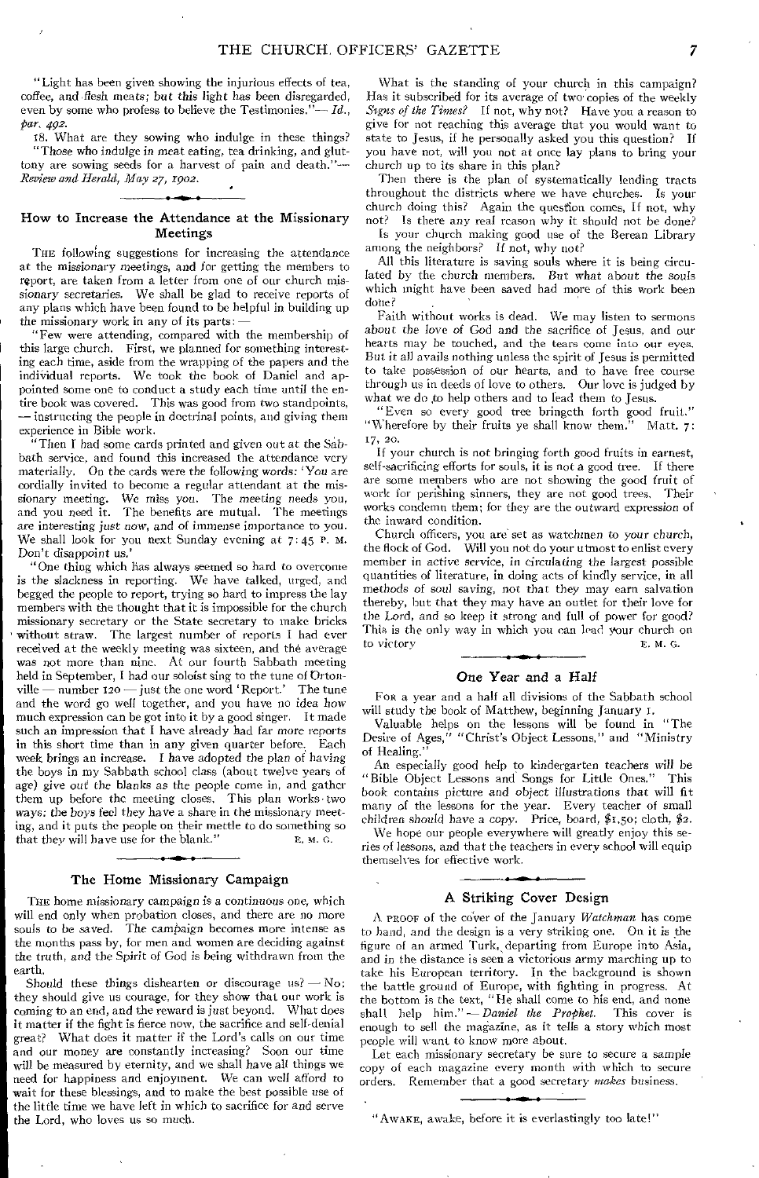"Light has been given showing the injurious effects of tea, coffee, and flesh meats; but this light has been disregarded, even by some who profess to believe the Testimonies."— *Id., par. 492.*

18. What are they sowing who indulge in these things?

"Those who indulge in meat eating, tea drinking, and gluttony are sowing seeds for a harvest of pain and death."— *Review and Herald, May 27, 1902.*

## How to Increase the Attendance at the Missionary Meetings

The following suggestions for increasing the attendance at the missionary meetings, and for getting the members to report, are taken from a letter from one of our church missionary secretaries. We shall be glad to receive reports of any plans which have been found to be helpful in building up the missionary work in any of its parts: —

"Few were attending, compared with the membership of this large church. First, we planned for something interesting each time, aside from the wrapping of the papers and the individual reports. We took the book of Daniel and appointed some one to conduct a study each time until the entire book was covered. This was good from two standpoints, — instructing the people in doctrinal points, and giving them experience in Bible work.

"Then I had some cards printed and given out at the Sabbath service, and found this increased the attendance very materially. On the cards were the following words: 'You are cordially invited to become a regular attendant at the missionary meeting. We miss you. The meeting needs you, and you need it. The benefits are mutual. The meetings are interesting just now, and of immense importance to you. We shall look for you next Sunday evening at 7:45 P. M. Don't disappoint us.'

"One thing which has always seemed so hard to overcome is the slackness in reporting. We have talked, urged, and begged the people to report, trying so hard to impress the lay members with the thought that it is impossible for the church missionary secretary or the State secretary to make bricks without straw. The largest number of reports I had ever received at the weekly meeting was sixteen, and the average was not more than nine. At our fourth Sabbath meeting held in September, I had our soloist sing to the tune of Ortonville — number 120 — just the one word 'Report.' The tune and the word go well together, and you have no idea how much expression can be got into it by a good singer. It made such an impression that I have already had far more reports in this short time than in any given quarter before. Each week brings an increase. I have adopted the plan of having the boys in my Sabbath school class (about twelve years of age) give out the blanks as the people come in, and gather them up before the meeting closes. This plan works two ways: the boys feel they have a share in the missionary meeting, and it puts the people on their mettle to do something so that they will have use for the blank." E. M. G.

## The Home Missionary Campaign

The home missionary campaign is a continuous one, which will end only when probation closes, and there are no more souls to be saved. The campaign becomes more intense as the months pass by, for men and women are deciding against the truth, and the Spirit of God is being withdrawn from the earth.

Should these things dishearten or discourage us? — No; they should give us courage, for they show that our work is coming to an end, and the reward is just beyond. What does it matter if the fight is fierce now, the sacrifice and self-denial great? What does it matter if the Lord's calls on our time and our money are constantly increasing? Soon our time will be measured by eternity, and we shall have all things we need for happiness and enjoyment. We can well afford to wait for these blessings, and to make the best possible use of the little time we have left in which to sacrifice for and serve the Lord, who loves us so much.

What is the standing of your church in this campaign? Has it subscribed for its average of two copies of the weekly *Signs of the Times?* If not, why not? Have you a reason to give for not reaching this average that you would want to state to Jesus, if he personally asked you this question? If you have not, will you not at once lay plans to bring your church up to its share in this plan?

Then there is the plan of systematically lending tracts throughout the districts where we have churches. Is your church doing this? Again the question comes, If not, why not? Is there any real reason why it should not be done?

Is your church making good use of the Berean Library among the neighbors? If not, why not?

All this literature is saving souls where it is being circulated by the church members. But what about the souls which might have been saved had more of this work been done?

Faith without works is dead. We may listen to sermons about the love of God and the sacrifice of Jesus, and our hearts may be touched, and the tears come into our eyes. But it all avails nothing unless the spirit of Jesus is permitted to take possession of our hearts, and to have free course through us in deeds of love to others. Our love is judged by what we do to help others and to lead them to Jesus.

"Even so every good tree bringeth forth good fruit." "Wherefore by their fruits ye shall know them." Matt. 7: 17, 20.

If your church is not bringing forth good fruits in earnest, self-sacrificing efforts for souls, it is not a good tree. If there are some members who are not showing the good fruit of work for perishing sinners, they are not good trees. Their works condemn them; for they are the outward expression of the inward condition.

Church officers, you are set as watchmen to your church, the flock of God. Will you not do your utmost to enlist every member in active service, in circulating the largest possible quantities of literature, in doing acts of kindly service, in all methods of soul saving, not that they may earn salvation thereby, but that they may have an outlet for their love for the Lord, and so keep it strong and full of power for good? This is the only way in which you can lead your church on to victory. E. M. G.

## One Year and a Half

For a year and a half all divisions of the Sabbath school will study the book of Matthew, beginning January 1.

Valuable helps on the lessons will be found in "The Desire of Ages," "Christ's Object Lessons," and "Ministry of Healing."

An especially good help to kindergarten teachers will be "Bible Object Lessons and Songs for Little Ones." This book contains picture and object illustrations that will fit many of the lessons for the year. Every teacher of small children should have a copy. Price, board, $1.50; cloth, $2.

We hope our people everywhere will greatly enjoy this series of lessons, and that the teachers in every school will equip themselves for effective work.

## A Striking Cover Design

A proof of the cover of the January *Watchman* has come to hand, and the design is a very striking one. On it is the figure of an armed Turk, departing from Europe into Asia, and in the distance is seen a victorious army marching up to take his European territory. In the background is shown the battle ground of Europe, with fighting in progress. At the bottom is the text, "He shall come to his end, and none shall help him."— *Daniel the Prophet.* This cover is enough to sell the magazine, as it tells a story which most people will want to know more about.

Let each missionary secretary be sure to secure a sample copy of each magazine every month with which to secure orders. Remember that a good secretary *makes* business.

"Awake, awake, before it is everlastingly too late!"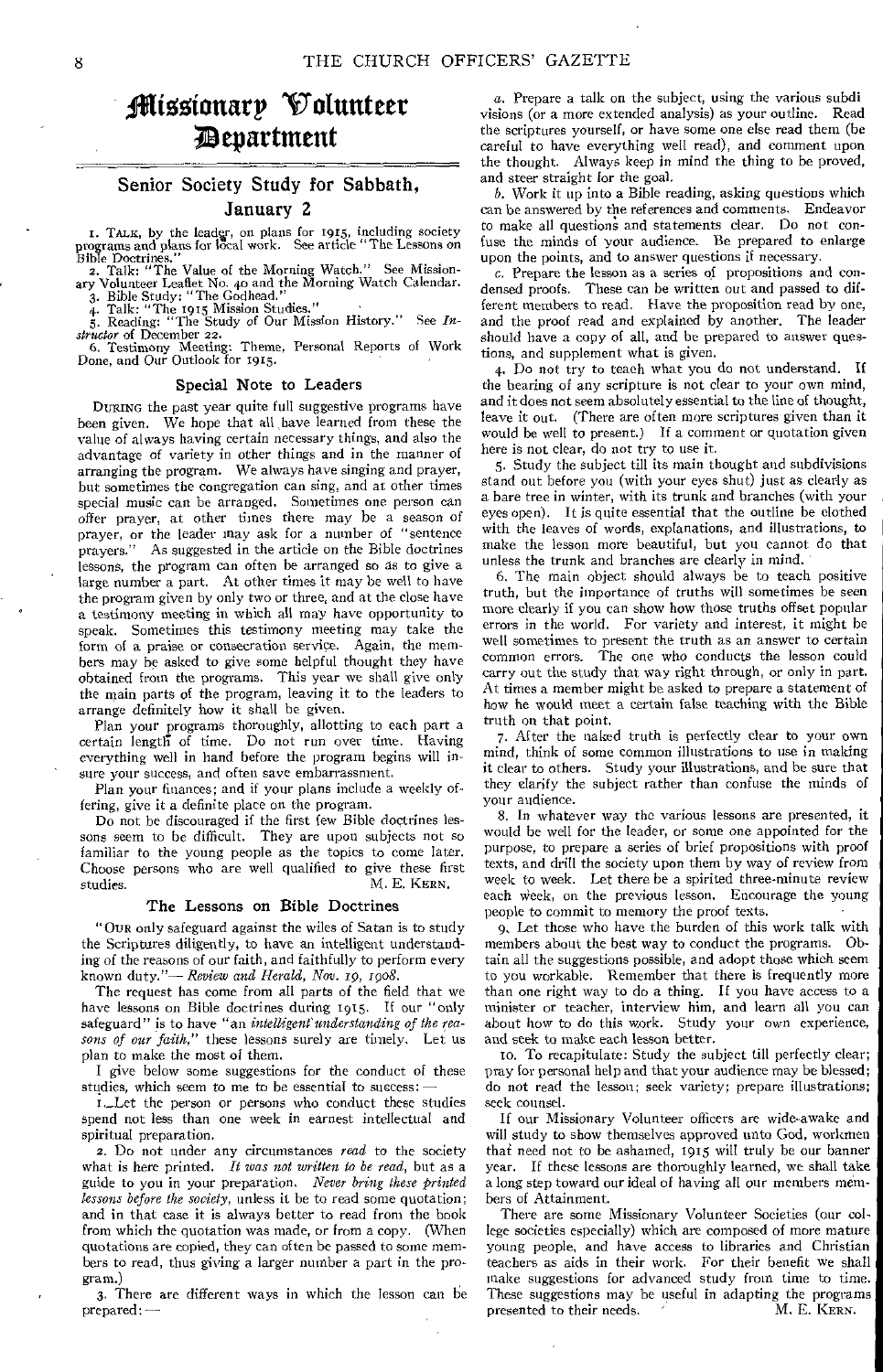# Missionary Volunteer Department

## Senior Society Study for Sabbath, January 2

1. TALK, by the leader, on plans for 1915, including society programs and plans for local work. See article "The Lessons on Bible Doctrines."
2. Talk: "The Value of the Morning Watch." See Missionary Volunteer Leaflet No. 40 and the Morning Watch Calendar.
3. Bible Study: "The Godhead."
4. Talk: "The 1915 Mission Studies."
5. Reading: "The Study of Our Mission History." See *Instructor* of December 22.
6. Testimony Meeting: Theme, Personal Reports of Work Done, and Our Outlook for 1915.

### Special Note to Leaders

DURING the past year quite full suggestive programs have been given. We hope that all have learned from these the value of always having certain necessary things, and also the advantage of variety in other things and in the manner of arranging the program. We always have singing and prayer, but sometimes the congregation can sing, and at other times special music can be arranged. Sometimes one person can offer prayer, at other times there may be a season of prayer, or the leader may ask for a number of "sentence prayers." As suggested in the article on the Bible doctrines lessons, the program can often be arranged so as to give a large number a part. At other times it may be well to have the program given by only two or three, and at the close have a testimony meeting in which all may have opportunity to speak. Sometimes this testimony meeting may take the form of a praise or consecration service. Again, the members may be asked to give some helpful thought they have obtained from the programs. This year we shall give only the main parts of the program, leaving it to the leaders to arrange definitely how it shall be given.

Plan your programs thoroughly, allotting to each part a certain length of time. Do not run over time. Having everything well in hand before the program begins will insure your success, and often save embarrassment.

Plan your finances; and if your plans include a weekly offering, give it a definite place on the program.

Do not be discouraged if the first few Bible doctrines lessons seem to be difficult. They are upon subjects not so familiar to the young people as the topics to come later. Choose persons who are well qualified to give these first studies.

M. E. KERN.

### The Lessons on Bible Doctrines

"OUR only safeguard against the wiles of Satan is to study the Scriptures diligently, to have an intelligent understanding of the reasons of our faith, and faithfully to perform every known duty."—*Review and Herald, Nov. 19, 1908.*

The request has come from all parts of the field that we have lessons on Bible doctrines during 1915. If our "only safeguard" is to have "an *intelligent understanding of the reasons of our faith*," these lessons surely are timely. Let us plan to make the most of them.

I give below some suggestions for the conduct of these studies, which seem to me to be essential to success:—

1. Let the person or persons who conduct these studies spend not less than one week in earnest intellectual and spiritual preparation.

2. Do not under any circumstances *read* to the society what is here printed. *It was not written to be read,* but as a guide to you in your preparation. *Never bring these printed lessons before the society,* unless it be to read some quotation; and in that case it is always better to read from the book from which the quotation was made, or from a copy. (When quotations are copied, they can often be passed to some members to read, thus giving a larger number a part in the program.)

3. There are different ways in which the lesson can be prepared:—

*a.* Prepare a talk on the subject, using the various subdivisions (or a more extended analysis) as your outline. Read the scriptures yourself, or have some one else read them (be careful to have everything well read), and comment upon the thought. Always keep in mind the thing to be proved, and steer straight for the goal.

*b.* Work it up into a Bible reading, asking questions which can be answered by the references and comments. Endeavor to make all questions and statements clear. Do not confuse the minds of your audience. Be prepared to enlarge upon the points, and to answer questions if necessary.

*c.* Prepare the lesson as a series of propositions and condensed proofs. These can be written out and passed to different members to read. Have the proposition read by one, and the proof read and explained by another. The leader should have a copy of all, and be prepared to answer questions, and supplement what is given.

4. Do not try to teach what you do not understand. If the bearing of any scripture is not clear to your own mind, and it does not seem absolutely essential to the line of thought, leave it out. (There are often more scriptures given than it would be well to present.) If a comment or quotation given here is not clear, do not try to use it.

5. Study the subject till its main thought and subdivisions stand out before you (with your eyes shut) just as clearly as a bare tree in winter, with its trunk and branches (with your eyes open). It is quite essential that the outline be clothed with the leaves of words, explanations, and illustrations, to make the lesson more beautiful, but you cannot do that unless the trunk and branches are clearly in mind.

6. The main object should always be to teach positive truth, but the importance of truths will sometimes be seen more clearly if you can show how those truths offset popular errors in the world. For variety and interest, it might be well sometimes to present the truth as an answer to certain common errors. The one who conducts the lesson could carry out the study that way right through, or only in part. At times a member might be asked to prepare a statement of how he would meet a certain false teaching with the Bible truth on that point.

7. After the naked truth is perfectly clear to your own mind, think of some common illustrations to use in making it clear to others. Study your illustrations, and be sure that they clarify the subject rather than confuse the minds of your audience.

8. In whatever way the various lessons are presented, it would be well for the leader, or some one appointed for the purpose, to prepare a series of brief propositions with proof texts, and drill the society upon them by way of review from week to week. Let there be a spirited three-minute review each week, on the previous lesson. Encourage the young people to commit to memory the proof texts.

9. Let those who have the burden of this work talk with members about the best way to conduct the programs. Obtain all the suggestions possible, and adopt those which seem to you workable. Remember that there is frequently more than one right way to do a thing. If you have access to a minister or teacher, interview him, and learn all you can about how to do this work. Study your own experience, and seek to make each lesson better.

10. To recapitulate: Study the subject till perfectly clear; pray for personal help and that your audience may be blessed; do not read the lesson; seek variety; prepare illustrations; seek counsel.

If our Missionary Volunteer officers are wide-awake and will study to show themselves approved unto God, workmen that need not to be ashamed, 1915 will truly be our banner year. If these lessons are thoroughly learned, we shall take a long step toward our ideal of having all our members members of Attainment.

There are some Missionary Volunteer Societies (our college societies especially) which are composed of more mature young people, and have access to libraries and Christian teachers as aids in their work. For their benefit we shall make suggestions for advanced study from time to time. These suggestions may be useful in adapting the programs presented to their needs.

M. E. KERN.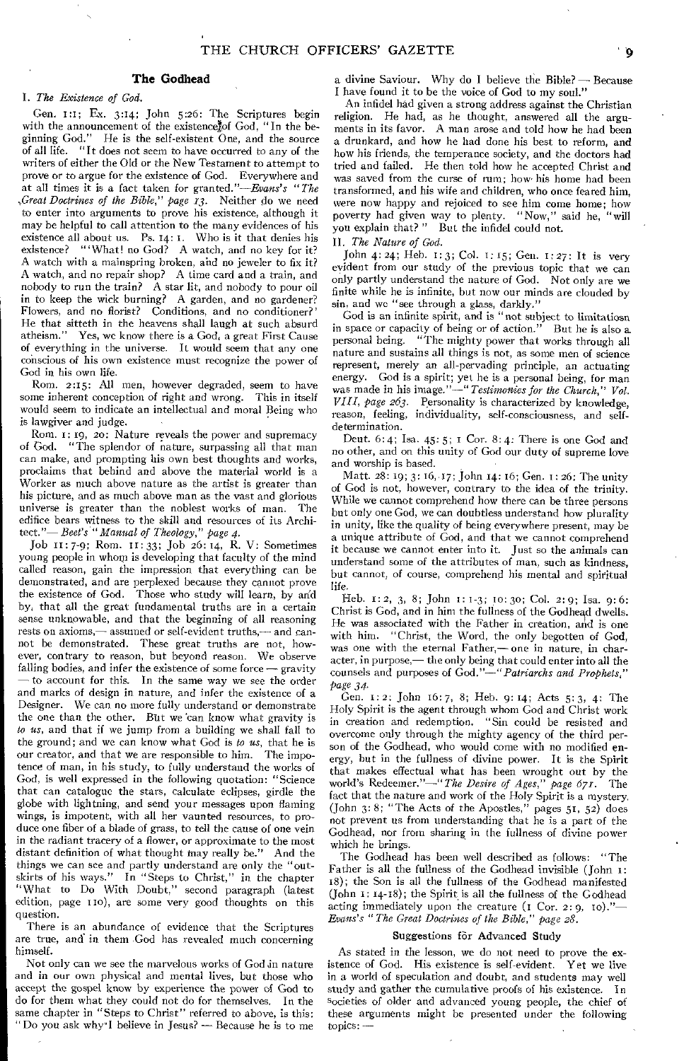## The Godhead

I. *The Existence of God.*

Gen. 1:1; Ex. 3:14; John 5:26: The Scriptures begin with the announcement of the existence of God, "In the beginning God." He is the self-existent One, and the source of all life. "It does not seem to have occurred to any of the writers of either the Old or the New Testament to attempt to prove or to argue for the existence of God. Everywhere and at all times it is a fact taken for granted."—*Evans's "The Great Doctrines of the Bible," page 13.* Neither do we need to enter into arguments to prove his existence, although it may be helpful to call attention to the many evidences of his existence all about us. Ps. 14: 1. Who is it that denies his existence? "'What! no God? A watch, and no key for it? A watch with a mainspring broken, and no jeweler to fix it? A watch, and no repair shop? A time card and a train, and nobody to run the train? A star lit, and nobody to pour oil in to keep the wick burning? A garden, and no gardener? Flowers, and no florist? Conditions, and no conditioner?' He that sitteth in the heavens shall laugh at such absurd atheism." Yes, we know there is a God, a great First Cause of everything in the universe. It would seem that any one conscious of his own existence must recognize the power of God in his own life.

Rom. 2:15: All men, however degraded, seem to have some inherent conception of right and wrong. This in itself would seem to indicate an intellectual and moral Being who is lawgiver and judge.

Rom. 1: 19, 20: Nature reveals the power and supremacy of God. "The splendor of nature, surpassing all that man can make, and prompting his own best thoughts and works, proclaims that behind and above the material world is a Worker as much above nature as the artist is greater than his picture, and as much above man as the vast and glorious universe is greater than the noblest works of man. The edifice bears witness to the skill and resources of its Architect."—*Beet's "Manual of Theology," page 4.*

Job 11:7-9; Rom. 11: 33; Job 26: 14, R. V: Sometimes young people in whom is developing that faculty of the mind called reason, gain the impression that everything can be demonstrated, and are perplexed because they cannot prove the existence of God. Those who study will learn, by and by, that all the great fundamental truths are in a certain sense unknowable, and that the beginning of all reasoning rests on axioms,— assumed or self-evident truths,— and cannot be demonstrated. These great truths are not, however, contrary to reason, but beyond reason. We observe falling bodies, and infer the existence of some force — gravity — to account for this. In the same way we see the order and marks of design in nature, and infer the existence of a Designer. We can no more fully understand or demonstrate the one than the other. But we can know what gravity is *to us*, and that if we jump from a building we shall fall to the ground; and we can know what God is *to us*, that he is our creator, and that we are responsible to him. The impotence of man, in his study, to fully understand the works of God, is well expressed in the following quotation: "Science that can catalogue the stars, calculate eclipses, girdle the globe with lightning, and send your messages upon flaming wings, is impotent, with all her vaunted resources, to produce one fiber of a blade of grass, to tell the cause of one vein in the radiant tracery of a flower, or approximate to the most distant definition of what thought may really be." And the things we can see and partly understand are only the "outskirts of his ways." In "Steps to Christ," in the chapter "What to Do With Doubt," second paragraph (latest edition, page 110), are some very good thoughts on this question.

There is an abundance of evidence that the Scriptures are true, and in them God has revealed much concerning himself.

Not only can we see the marvelous works of God in nature and in our own physical and mental lives, but those who accept the gospel know by experience the power of God to do for them what they could not do for themselves. In the same chapter in "Steps to Christ" referred to above, is this: "Do you ask why I believe in Jesus? — Because he is to me a divine Saviour. Why do I believe the Bible? — Because I have found it to be the voice of God to my soul."

An infidel had given a strong address against the Christian religion. He had, as he thought, answered all the arguments in its favor. A man arose and told how he had been a drunkard, and how he had done his best to reform, and how his friends, the temperance society, and the doctors had tried and failed. He then told how he accepted Christ and was saved from the curse of rum; how his home had been transformed, and his wife and children, who once feared him, were now happy and rejoiced to see him come home; how poverty had given way to plenty. "Now," said he, "will you explain that?" But the infidel could not.

II. *The Nature of God.*

John 4: 24; Heb. 1: 3; Col. 1: 15; Gen. 1: 27: It is very evident from our study of the previous topic that we can only partly understand the nature of God. Not only are we finite while he is infinite, but now our minds are clouded by sin, and we "see through a glass, darkly."

God is an infinite spirit, and is "not subject to limitatiosn in space or capacity of being or of action." But he is also a personal being. "The mighty power that works through all nature and sustains all things is not, as some men of science represent, merely an all-pervading principle, an actuating energy. God is a spirit; yet he is a personal being, for man was made in his image."—*"Testimonies for the Church," Vol. VIII, page 263.* Personality is characterized by knowledge, reason, feeling, individuality, self-consciousness, and self-determination.

Deut. 6: 4; Isa. 45: 5; 1 Cor. 8: 4: There is one God and no other, and on this unity of God our duty of supreme love and worship is based.

Matt. 28: 19; 3: 16, 17; John 14: 16; Gen. 1: 26: The unity of God is not, however, contrary to the idea of the trinity. While we cannot comprehend how there can be three persons but only one God, we can doubtless understand how plurality in unity, like the quality of being everywhere present, may be a unique attribute of God, and that we cannot comprehend it because we cannot enter into it. Just so the animals can understand some of the attributes of man, such as kindness, but cannot, of course, comprehend his mental and spiritual life.

Heb. 1: 2, 3, 8; John 1: 1-3; 10: 30; Col. 2: 9; Isa. 9: 6: Christ is God, and in him the fullness of the Godhead dwells. He was associated with the Father in creation, and is one with him. "Christ, the Word, the only begotten of God, was one with the eternal Father,— one in nature, in character, in purpose,— the only being that could enter into all the counsels and purposes of God."—*"Patriarchs and Prophets," page 34.*

Gen. 1: 2; John 16: 7, 8; Heb. 9: 14; Acts 5: 3, 4: The Holy Spirit is the agent through whom God and Christ work in creation and redemption. "Sin could be resisted and overcome only through the mighty agency of the third person of the Godhead, who would come with no modified energy, but in the fullness of divine power. It is the Spirit that makes effectual what has been wrought out by the world's Redeemer."—*"The Desire of Ages," page 671.* The fact that the nature and work of the Holy Spirit is a mystery, (John 3: 8; "The Acts of the Apostles," pages 51, 52) does not prevent us from understanding that he is a part of the Godhead, nor from sharing in the fullness of divine power which he brings.

The Godhead has been well described as follows: "The Father is all the fullness of the Godhead invisible (John 1: 18); the Son is all the fullness of the Godhead manifested (John 1: 14-18); the Spirit is all the fullness of the Godhead acting immediately upon the creature (1 Cor. 2: 9, 10)."—*Evans's "The Great Doctrines of the Bible," page 28.*

### Suggestions for Advanced Study

As stated in the lesson, we do not need to prove the existence of God. His existence is self-evident. Yet we live in a world of speculation and doubt, and students may well study and gather the cumulative proofs of his existence. In societies of older and advanced young people, the chief of these arguments might be presented under the following topics: —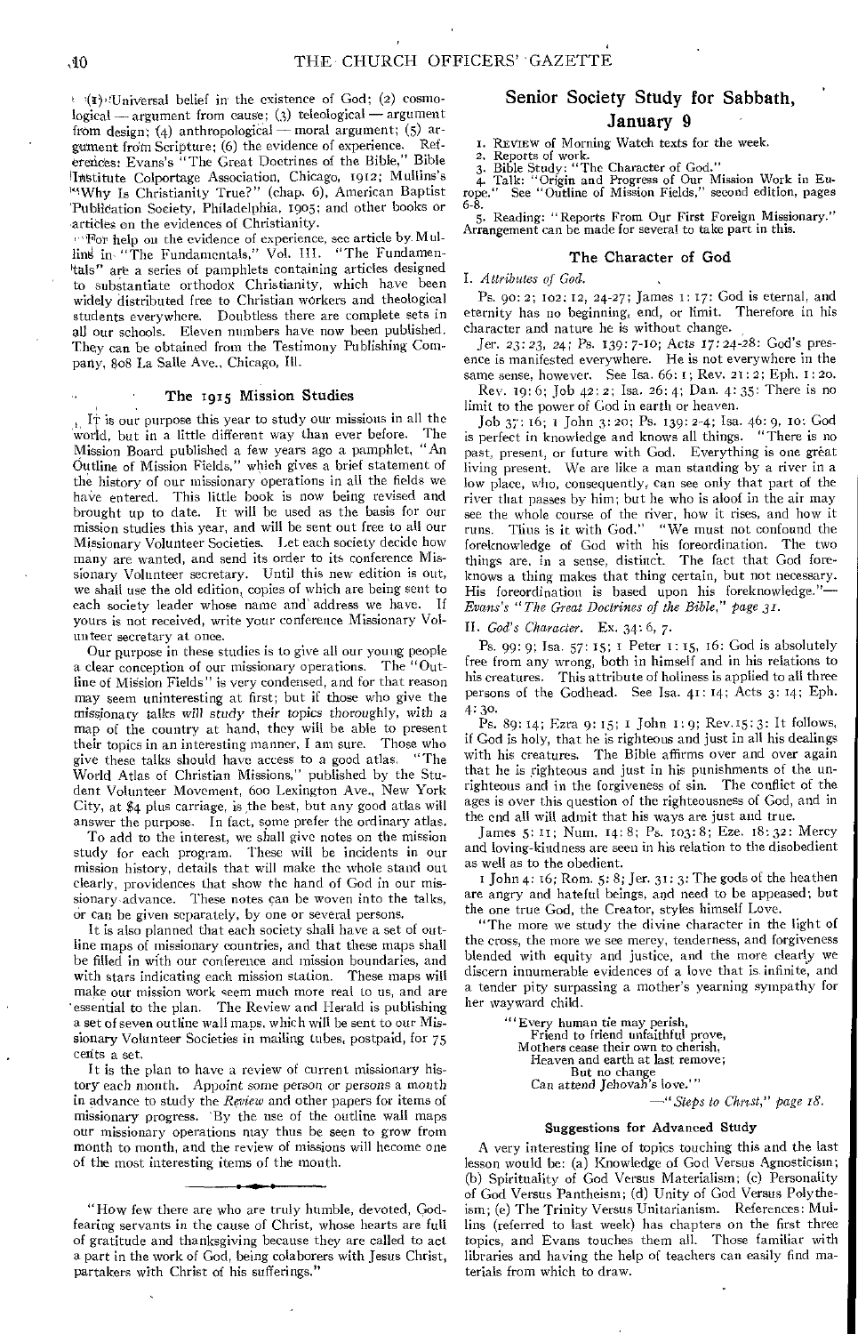(1) Universal belief in the existence of God; (2) cosmological — argument from cause; (3) teleological — argument from design; (4) anthropological — moral argument; (5) argument from Scripture; (6) the evidence of experience. References: Evans's "The Great Doctrines of the Bible," Bible Institute Colportage Association, Chicago, 1912; Mullins's "Why Is Christianity True?" (chap. 6), American Baptist Publication Society, Philadelphia, 1905; and other books or articles on the evidences of Christianity.

For help on the evidence of experience, see article by Mullins in "The Fundamentals," Vol. III. "The Fundamentals" are a series of pamphlets containing articles designed to substantiate orthodox Christianity, which have been widely distributed free to Christian workers and theological students everywhere. Doubtless there are complete sets in all our schools. Eleven numbers have now been published. They can be obtained from the Testimony Publishing Company, 808 La Salle Ave., Chicago, Ill.

### The 1915 Mission Studies

It is our purpose this year to study our missions in all the world, but in a little different way than ever before. The Mission Board published a few years ago a pamphlet, "An Outline of Mission Fields," which gives a brief statement of the history of our missionary operations in all the fields we have entered. This little book is now being revised and brought up to date. It will be used as the basis for our mission studies this year, and will be sent out free to all our Missionary Volunteer Societies. Let each society decide how many are wanted, and send its order to its conference Missionary Volunteer secretary. Until this new edition is out, we shall use the old edition, copies of which are being sent to each society leader whose name and address we have. If yours is not received, write your conference Missionary Volunteer secretary at once.

Our purpose in these studies is to give all our young people a clear conception of our missionary operations. The "Outline of Mission Fields" is very condensed, and for that reason may seem uninteresting at first; but if those who give the missionary talks will study their topics thoroughly, with a map of the country at hand, they will be able to present their topics in an interesting manner, I am sure. Those who give these talks should have access to a good atlas. "The World Atlas of Christian Missions," published by the Student Volunteer Movement, 600 Lexington Ave., New York City, at $4 plus carriage, is the best, but any good atlas will answer the purpose. In fact, some prefer the ordinary atlas.

To add to the interest, we shall give notes on the mission study for each program. These will be incidents in our mission history, details that will make the whole stand out clearly, providences that show the hand of God in our missionary advance. These notes can be woven into the talks, or can be given separately, by one or several persons.

It is also planned that each society shall have a set of outline maps of missionary countries, and that these maps shall be filled in with our conference and mission boundaries, and with stars indicating each mission station. These maps will make our mission work seem much more real to us, and are essential to the plan. The Review and Herald is publishing a set of seven outline wall maps, which will be sent to our Missionary Volunteer Societies in mailing tubes, postpaid, for 75 cents a set.

It is the plan to have a review of current missionary history each month. Appoint some person or persons a month in advance to study the *Review* and other papers for items of missionary progress. By the use of the outline wall maps our missionary operations may thus be seen to grow from month to month, and the review of missions will become one of the most interesting items of the month.

---

"How few there are who are truly humble, devoted, God-fearing servants in the cause of Christ, whose hearts are full of gratitude and thanksgiving because they are called to act a part in the work of God, being colaborers with Jesus Christ, partakers with Christ of his sufferings."

## Senior Society Study for Sabbath, January 9

1. Review of Morning Watch texts for the week.
2. Reports of work.
3. Bible Study: "The Character of God."
4. Talk: "Origin and Progress of Our Mission Work in Europe." See "Outline of Mission Fields," second edition, pages 6-8.
5. Reading: "Reports From Our First Foreign Missionary." Arrangement can be made for several to take part in this.

### The Character of God

I. *Attributes of God.*

Ps. 90: 2; 102: 12, 24-27; James 1: 17: God is eternal, and eternity has no beginning, end, or limit. Therefore in his character and nature he is without change.

Jer. 23: 23, 24; Ps. 139: 7-10; Acts 17: 24-28: God's presence is manifested everywhere. He is not everywhere in the same sense, however. See Isa. 66: 1; Rev. 21: 2; Eph. 1: 20.

Rev. 19: 6; Job 42: 2; Isa. 26: 4; Dan. 4: 35: There is no limit to the power of God in earth or heaven.

Job 37: 16; 1 John 3: 20; Ps. 139: 2-4; Isa. 46: 9, 10: God is perfect in knowledge and knows all things. "There is no past, present, or future with God. Everything is one great living present. We are like a man standing by a river in a low place, who, consequently, can see only that part of the river that passes by him; but he who is aloof in the air may see the whole course of the river, how it rises, and how it runs. Thus is it with God." "We must not confound the foreknowledge of God with his foreordination. The two things are, in a sense, distinct. The fact that God foreknows a thing makes that thing certain, but not necessary. His foreordination is based upon his foreknowledge."— *Evans's "The Great Doctrines of the Bible," page 31.*

II. *God's Character.* Ex. 34: 6, 7.

Ps. 99: 9; Isa. 57: 15; 1 Peter 1: 15, 16: God is absolutely free from any wrong, both in himself and in his relations to his creatures. This attribute of holiness is applied to all three persons of the Godhead. See Isa. 41: 14; Acts 3: 14; Eph. 4: 30.

Ps. 89: 14; Ezra 9: 15; 1 John 1: 9; Rev. 15: 3: It follows, if God is holy, that he is righteous and just in all his dealings with his creatures. The Bible affirms over and over again that he is righteous and just in his punishments of the unrighteous and in the forgiveness of sin. The conflict of the ages is over this question of the righteousness of God, and in the end all will admit that his ways are just and true.

James 5: 11; Num. 14: 8; Ps. 103: 8; Eze. 18: 32: Mercy and loving-kindness are seen in his relation to the disobedient as well as to the obedient.

1 John 4: 16; Rom. 5: 8; Jer. 31: 3: The gods of the heathen are angry and hateful beings, and need to be appeased; but the one true God, the Creator, styles himself Love.

"The more we study the divine character in the light of the cross, the more we see mercy, tenderness, and forgiveness blended with equity and justice, and the more clearly we discern innumerable evidences of a love that is infinite, and a tender pity surpassing a mother's yearning sympathy for her wayward child.

> "'Every human tie may perish,
> Friend to friend unfaithful prove,
> Mothers cease their own to cherish,
> Heaven and earth at last remove;
> But no change
> Can attend Jehovah's love.'"

—*"Steps to Christ," page 18.*

#### Suggestions for Advanced Study

A very interesting line of topics touching this and the last lesson would be: (a) Knowledge of God Versus Agnosticism; (b) Spirituality of God Versus Materialism; (c) Personality of God Versus Pantheism; (d) Unity of God Versus Polytheism; (e) The Trinity Versus Unitarianism. References: Mullins (referred to last week) has chapters on the first three topics, and Evans touches them all. Those familiar with libraries and having the help of teachers can easily find materials from which to draw.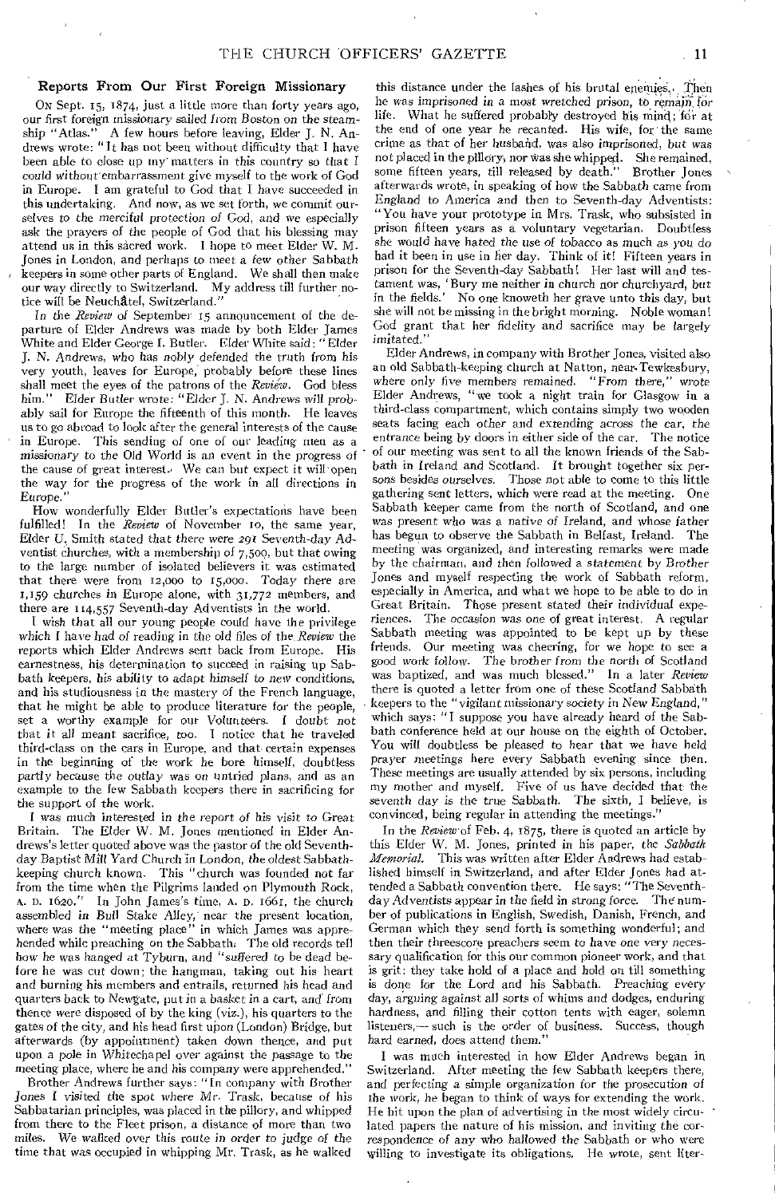## Reports From Our First Foreign Missionary

On Sept. 15, 1874, just a little more than forty years ago, our first foreign missionary sailed from Boston on the steamship "Atlas." A few hours before leaving, Elder J. N. Andrews wrote: "It has not been without difficulty that I have been able to close up my matters in this country so that I could without embarrassment give myself to the work of God in Europe. I am grateful to God that I have succeeded in this undertaking. And now, as we set forth, we commit ourselves to the merciful protection of God, and we especially ask the prayers of the people of God that his blessing may attend us in this sacred work. I hope to meet Elder W. M. Jones in London, and perhaps to meet a few other Sabbath keepers in some other parts of England. We shall then make our way directly to Switzerland. My address till further notice will be Neuchâtel, Switzerland."

In the *Review* of September 15 announcement of the departure of Elder Andrews was made by both Elder James White and Elder George I. Butler. Elder White said: "Elder J. N. Andrews, who has nobly defended the truth from his very youth, leaves for Europe, probably before these lines shall meet the eyes of the patrons of the *Review*. God bless him." Elder Butler wrote: "Elder J. N. Andrews will probably sail for Europe the fifteenth of this month. He leaves us to go abroad to look after the general interests of the cause in Europe. This sending of one of our leading men as a missionary to the Old World is an event in the progress of the cause of great interest. We can but expect it will open the way for the progress of the work in all directions in Europe."

How wonderfully Elder Butler's expectations have been fulfilled! In the *Review* of November 10, the same year, Elder U. Smith stated that there were 291 Seventh-day Adventist churches, with a membership of 7,500, but that owing to the large number of isolated believers it was estimated that there were from 12,000 to 15,000. Today there are 1,159 churches in Europe alone, with 31,772 members, and there are 114,557 Seventh-day Adventists in the world.

I wish that all our young people could have the privilege which I have had of reading in the old files of the *Review* the reports which Elder Andrews sent back from Europe. His earnestness, his determination to succeed in raising up Sabbath keepers, his ability to adapt himself to new conditions, and his studiousness in the mastery of the French language, that he might be able to produce literature for the people, set a worthy example for our Volunteers. I doubt not that it all meant sacrifice, too. I notice that he traveled third-class on the cars in Europe, and that certain expenses in the beginning of the work he bore himself, doubtless partly because the outlay was on untried plans, and as an example to the few Sabbath keepers there in sacrificing for the support of the work.

I was much interested in the report of his visit to Great Britain. The Elder W. M. Jones mentioned in Elder Andrews's letter quoted above was the pastor of the old Seventh-day Baptist Mill Yard Church in London, the oldest Sabbath-keeping church known. This "church was founded not far from the time when the Pilgrims landed on Plymouth Rock, A. D. 1620." In John James's time, A. D. 1661, the church assembled in Bull Stake Alley, near the present location, where was the "meeting place" in which James was apprehended while preaching on the Sabbath. The old records tell how he was hanged at Tyburn, and "suffered to be dead before he was cut down; the hangman, taking out his heart and burning his members and entrails, returned his head and quarters back to Newgate, put in a basket in a cart, and from thence were disposed of by the king (viz.), his quarters to the gates of the city, and his head first upon (London) Bridge, but afterwards (by appointment) taken down thence, and put upon a pole in Whitechapel over against the passage to the meeting place, where he and his company were apprehended."

Brother Andrews further says: "In company with Brother Jones I visited the spot where Mr. Trask, because of his Sabbatarian principles, was placed in the pillory, and whipped from there to the Fleet prison, a distance of more than two miles. We walked over this route in order to judge of the time that was occupied in whipping Mr. Trask, as he walked this distance under the lashes of his brutal enemies. Then he was imprisoned in a most wretched prison, to remain for life. What he suffered probably destroyed his mind; for at the end of one year he recanted. His wife, for the same crime as that of her husband, was also imprisoned, but was not placed in the pillory, nor was she whipped. She remained, some fifteen years, till released by death." Brother Jones afterwards wrote, in speaking of how the Sabbath came from England to America and then to Seventh-day Adventists: "You have your prototype in Mrs. Trask, who subsisted in prison fifteen years as a voluntary vegetarian. Doubtless she would have hated the use of tobacco as much as you do had it been in use in her day. Think of it! Fifteen years in prison for the Seventh-day Sabbath! Her last will and testament was, 'Bury me neither in church nor churchyard, but in the fields.' No one knoweth her grave unto this day, but she will not be missing in the bright morning. Noble woman! God grant that her fidelity and sacrifice may be largely imitated."

Elder Andrews, in company with Brother Jones, visited also an old Sabbath-keeping church at Natton, near Tewkesbury, where only five members remained. "From there," wrote Elder Andrews, "we took a night train for Glasgow in a third-class compartment, which contains simply two wooden seats facing each other and extending across the car, the entrance being by doors in either side of the car. The notice of our meeting was sent to all the known friends of the Sabbath in Ireland and Scotland. It brought together six persons besides ourselves. Those not able to come to this little gathering sent letters, which were read at the meeting. One Sabbath keeper came from the north of Scotland, and one was present who was a native of Ireland, and whose father has begun to observe the Sabbath in Belfast, Ireland. The meeting was organized, and interesting remarks were made by the chairman, and then followed a statement by Brother Jones and myself respecting the work of Sabbath reform, especially in America, and what we hope to be able to do in Great Britain. Those present stated their individual experiences. The occasion was one of great interest. A regular Sabbath meeting was appointed to be kept up by these friends. Our meeting was cheering, for we hope to see a good work follow. The brother from the north of Scotland was baptized, and was much blessed." In a later *Review* there is quoted a letter from one of these Scotland Sabbath keepers to the "vigilant missionary society in New England," which says: "I suppose you have already heard of the Sabbath conference held at our house on the eighth of October. You will doubtless be pleased to hear that we have held prayer meetings here every Sabbath evening since then. These meetings are usually attended by six persons, including my mother and myself. Five of us have decided that the seventh day is the true Sabbath. The sixth, I believe, is convinced, being regular in attending the meetings."

In the *Review* of Feb. 4, 1875, there is quoted an article by this Elder W. M. Jones, printed in his paper, the *Sabbath Memorial*. This was written after Elder Andrews had established himself in Switzerland, and after Elder Jones had attended a Sabbath convention there. He says: "The Seventh-day Adventists appear in the field in strong force. The number of publications in English, Swedish, Danish, French, and German which they send forth is something wonderful; and then their threescore preachers seem to have one very necessary qualification for this our common pioneer work, and that is grit: they take hold of a place and hold on till something is done for the Lord and his Sabbath. Preaching every day, arguing against all sorts of whims and dodges, enduring hardness, and filling their cotton tents with eager, solemn listeners,— such is the order of business. Success, though hard earned, does attend them."

I was much interested in how Elder Andrews began in Switzerland. After meeting the few Sabbath keepers there, and perfecting a simple organization for the prosecution of the work, he began to think of ways for extending the work. He hit upon the plan of advertising in the most widely circulated papers the nature of his mission, and inviting the correspondence of any who hallowed the Sabbath or who were willing to investigate its obligations. He wrote, sent liter-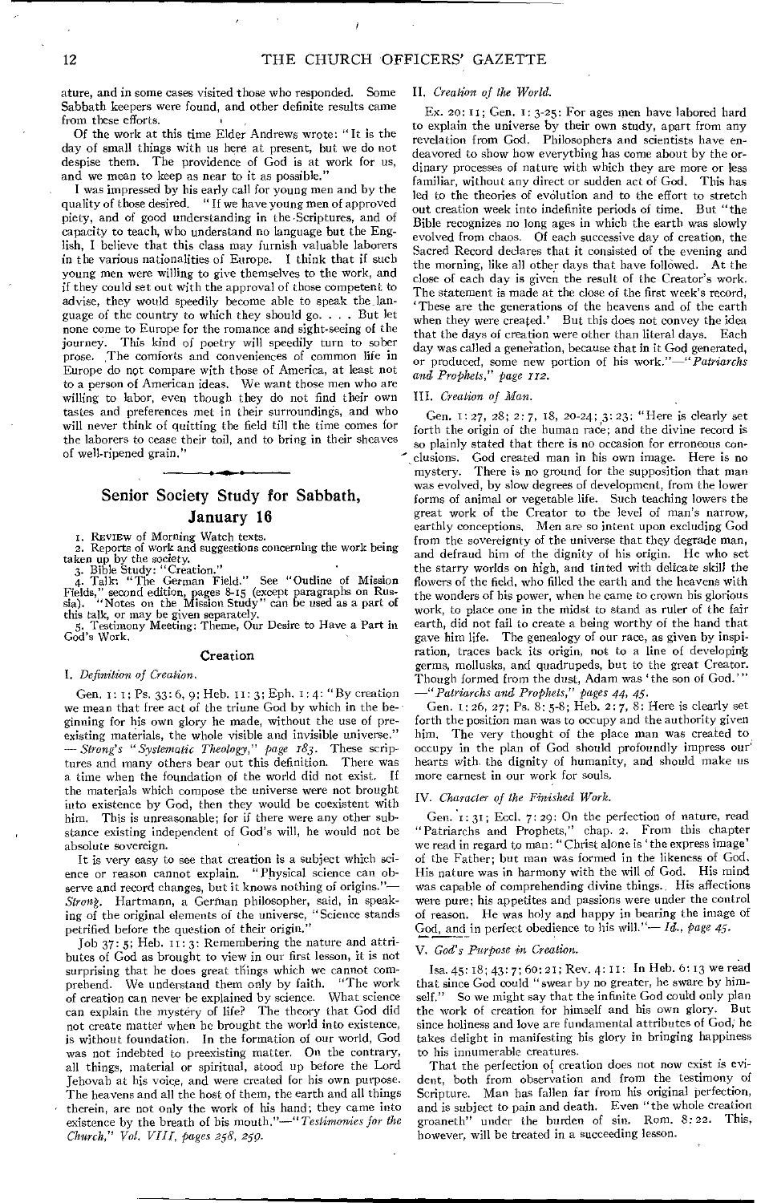ature, and in some cases visited those who responded. Some Sabbath keepers were found, and other definite results came from these efforts.

Of the work at this time Elder Andrews wrote: "It is the day of small things with us here at present, but we do not despise them. The providence of God is at work for us, and we mean to keep as near to it as possible."

I was impressed by his early call for young men and by the quality of those desired. "If we have young men of approved piety, and of good understanding in the Scriptures, and of capacity to teach, who understand no language but the English, I believe that this class may furnish valuable laborers in the various nationalities of Europe. I think that if such young men were willing to give themselves to the work, and if they could set out with the approval of those competent to advise, they would speedily become able to speak the language of the country to which they should go. . . . But let none come to Europe for the romance and sight-seeing of the journey. This kind of poetry will speedily turn to sober prose. The comforts and conveniences of common life in Europe do not compare with those of America, at least not to a person of American ideas. We want those men who are willing to labor, even though they do not find their own tastes and preferences met in their surroundings, and who will never think of quitting the field till the time comes for the laborers to cease their toil, and to bring in their sheaves of well-ripened grain."

## Senior Society Study for Sabbath, January 16

1. REVIEW of Morning Watch texts.
2. Reports of work and suggestions concerning the work being taken up by the society.
3. Bible Study: "Creation."
4. Talk: "The German Field." See "Outline of Mission Fields," second edition, pages 8-15 (except paragraphs on Russia). "Notes on the Mission Study" can be used as a part of this talk, or may be given separately.
5. Testimony Meeting: Theme, Our Desire to Have a Part in God's Work.

### Creation

I. *Definition of Creation.*

Gen. 1: 1; Ps. 33: 6, 9; Heb. 11: 3; Eph. 1: 4: "By creation we mean that free act of the triune God by which in the beginning for his own glory he made, without the use of preexisting materials, the whole visible and invisible universe." — *Strong's "Systematic Theology," page 183.* These scriptures and many others bear out this definition. There was a time when the foundation of the world did not exist. If the materials which compose the universe were not brought into existence by God, then they would be coexistent with him. This is unreasonable; for if there were any other substance existing independent of God's will, he would not be absolute sovereign.

It is very easy to see that creation is a subject which science or reason cannot explain. "Physical science can observe and record changes, but it knows nothing of origins."— *Strong.* Hartmann, a German philosopher, said, in speaking of the original elements of the universe, "Science stands petrified before the question of their origin."

Job 37: 5; Heb. 11: 3: Remembering the nature and attributes of God as brought to view in our first lesson, it is not surprising that he does great things which we cannot comprehend. We understand them only by faith. "The work of creation can never be explained by science. What science can explain the mystery of life? The theory that God did not create matter when he brought the world into existence, is without foundation. In the formation of our world, God was not indebted to preexisting matter. On the contrary, all things, material or spiritual, stood up before the Lord Jehovah at his voice, and were created for his own purpose. The heavens and all the host of them, the earth and all things therein, are not only the work of his hand; they came into existence by the breath of his mouth."—*"Testimonies for the Church," Vol. VIII, pages 258, 259.*

II. *Creation of the World.*

Ex. 20: 11; Gen. 1: 3-25: For ages men have labored hard to explain the universe by their own study, apart from any revelation from God. Philosophers and scientists have endeavored to show how everything has come about by the ordinary processes of nature with which they are more or less familiar, without any direct or sudden act of God. This has led to the theories of evolution and to the effort to stretch out creation week into indefinite periods of time. But "the Bible recognizes no long ages in which the earth was slowly evolved from chaos. Of each successive day of creation, the Sacred Record declares that it consisted of the evening and the morning, like all other days that have followed. At the close of each day is given the result of the Creator's work. The statement is made at the close of the first week's record, 'These are the generations of the heavens and of the earth when they were created.' But this does not convey the idea that the days of creation were other than literal days. Each day was called a generation, because that in it God generated, or produced, some new portion of his work."—*"Patriarchs and Prophets," page 112.*

III. *Creation of Man.*

Gen. 1: 27, 28; 2: 7, 18, 20-24; 3: 23: "Here is clearly set forth the origin of the human race; and the divine record is so plainly stated that there is no occasion for erroneous conclusions. God created man in his own image. Here is no mystery. There is no ground for the supposition that man was evolved, by slow degrees of development, from the lower forms of animal or vegetable life. Such teaching lowers the great work of the Creator to the level of man's narrow, earthly conceptions. Men are so intent upon excluding God from the sovereignty of the universe that they degrade man, and defraud him of the dignity of his origin. He who set the starry worlds on high, and tinted with delicate skill the flowers of the field, who filled the earth and the heavens with the wonders of his power, when he came to crown his glorious work, to place one in the midst to stand as ruler of the fair earth, did not fail to create a being worthy of the hand that gave him life. The genealogy of our race, as given by inspiration, traces back its origin, not to a line of developing germs, mollusks, and quadrupeds, but to the great Creator. Though formed from the dust, Adam was 'the son of God.'" —*"Patriarchs and Prophets," pages 44, 45.*

Gen. 1: 26, 27; Ps. 8: 5-8; Heb. 2: 7, 8: Here is clearly set forth the position man was to occupy and the authority given him. The very thought of the place man was created to occupy in the plan of God should profoundly impress our hearts with the dignity of humanity, and should make us more earnest in our work for souls.

IV. *Character of the Finished Work.*

Gen. 1: 31; Eccl. 7: 29: On the perfection of nature, read "Patriarchs and Prophets," chap. 2. From this chapter we read in regard to man: "Christ alone is 'the express image' of the Father; but man was formed in the likeness of God. His nature was in harmony with the will of God. His mind was capable of comprehending divine things. His affections were pure; his appetites and passions were under the control of reason. He was holy and happy in bearing the image of God, and in perfect obedience to his will."—*Id., page 45.*

V. *God's Purpose in Creation.*

Isa. 45: 18; 43: 7; 60: 21; Rev. 4: 11: In Heb. 6: 13 we read that since God could "swear by no greater, he sware by himself." So we might say that the infinite God could only plan the work of creation for himself and his own glory. But since holiness and love are fundamental attributes of God, he takes delight in manifesting his glory in bringing happiness to his innumerable creatures.

That the perfection of creation does not now exist is evident, both from observation and from the testimony of Scripture. Man has fallen far from his original perfection, and is subject to pain and death. Even "the whole creation groaneth" under the burden of sin. Rom. 8: 22. This, however, will be treated in a succeeding lesson.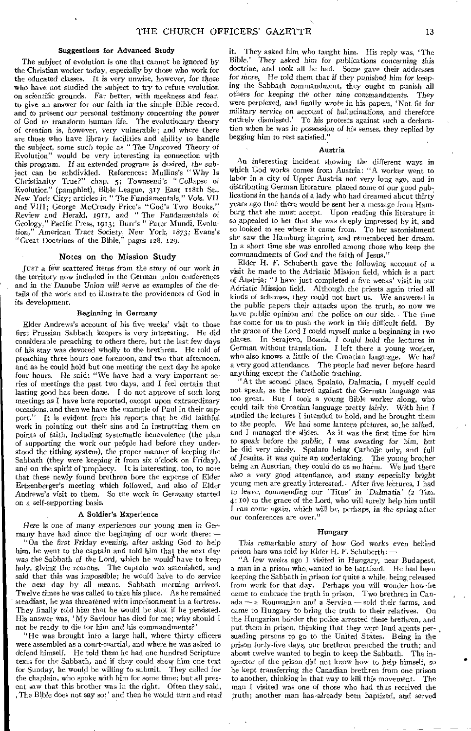### Suggestions for Advanced Study

The subject of evolution is one that cannot be ignored by the Christian worker today, especially by those who work for the educated classes. It is very unwise, however, for those who have not studied the subject to try to refute evolution on scientific grounds. Far better, with meekness and fear, to give an answer for our faith in the simple Bible record, and to present our personal testimony concerning the power of God to transform human life. The evolutionary theory of creation is, however, very vulnerable; and where there are those who have library facilities and ability to handle the subject, some such topic as "The Unproved Theory of Evolution" would be very interesting in connection with this program. If an extended program is desired, the subject can be subdivided. References: Mullins's "Why Is Christianity True?" chap. 5; Townsend's "Collapse of Evolution" (pamphlet), Bible League, 317 East 118th St., New York City; articles in "The Fundamentals," Vols. VII and VIII; George McCready Price's "God's Two Books," Review and Herald, 1911, and "The Fundamentals of Geology," Pacific Press, 1913; Burr's "Pater Mundi, Evolution," American Tract Society, New York, 1873; Evans's "Great Doctrines of the Bible," pages 128, 129.

## Notes on the Mission Study

Just a few scattered items from the story of our work in the territory now included in the German union conferences and in the Danube Union will serve as examples of the details of the work and to illustrate the providences of God in its development.

### Beginning in Germany

Elder Andrews's account of his five weeks' visit to those first Prussian Sabbath keepers is very interesting. He did considerable preaching to others there, but the last few days of his stay was devoted wholly to the brethren. He told of preaching three hours one forenoon, and two that afternoon, and as he could hold but one meeting the next day he spoke four hours. He said: "We have had a very important series of meetings the past two days, and I feel certain that lasting good has been done. I do not approve of such long meetings as I have here reported, except upon extraordinary occasions, and then we have the example of Paul in their support." It is evident from his reports that he did faithful work in pointing out their sins and in instructing them on points of faith, including systematic benevolence (the plan of supporting the work our people had before they understood the tithing system), the proper manner of keeping the Sabbath (they were keeping it from six o'clock on Friday), and on the spirit of prophecy. It is interesting, too, to note that these newly found brethren bore the expense of Elder Ertzenberger's meeting which followed, and also of Elder Andrews's visit to them. So the work in Germany started on a self-supporting basis.

### A Soldier's Experience

Here is one of many experiences our young men in Germany have had since the beginning of our work there: —

"On the first Friday evening, after asking God to help him, he went to the captain and told him that the next day was the Sabbath of the Lord, which he would have to keep holy, giving the reasons. The captain was astonished, and said that this was impossible; he would have to do service the next day by all means. Sabbath morning arrived. Twelve times he was called to take his place. As he remained steadfast, he was threatened with imprisonment in a fortress. They finally told him that he would be shot if he persisted. His answer was, 'My Saviour has died for me; why should I not be ready to die for him and his commandments?'

"He was brought into a large hall, where thirty officers were assembled as a court-martial, and where he was asked to defend himself. He told them he had one hundred Scripture texts for the Sabbath, and if they could show him one text for Sunday, he would be willing to submit. They called for the chaplain, who spoke with him for some time; but all present saw that this brother was in the right. Often they said, 'The Bible does not say so;' and then he would turn and read it. They asked him who taught him. His reply was, 'The Bible.' They asked him for publications concerning this doctrine, and took all he had. Some gave their addresses for more. He told them that if they punished him for keeping the Sabbath commandment, they ought to punish all others for keeping the other nine commandments. They were perplexed, and finally wrote in his papers, 'Not fit for military service on account of hallucinations, and therefore entirely dismissed.' To his protests against such a declaration when he was in possession of his senses, they replied by begging him to rest satisfied."

### Austria

An interesting incident showing the different ways in which God works comes from Austria: "A worker went to labor in a city of Upper Austria not very long ago, and in distributing German literature, placed some of our good publications in the hands of a lady who had dreamed about thirty years ago that there would be sent her a message from Hamburg that she must accept. Upon reading this literature it so appealed to her that she was deeply impressed by it, and so looked to see where it came from. To her astonishment she saw the Hamburg imprint, and remembered her dream. In a short time she was enrolled among those who keep the commandments of God and the faith of Jesus."

Elder H. F. Schuberth gave the following account of a visit he made to the Adriatic Mission field, which is a part of Austria: "I have just completed a five weeks' visit in our Adriatic Mission field. Although the priests again tried all kinds of schemes, they could not hurt us. We answered in the public papers their attacks upon the truth, so now we have public opinion and the police on our side. The time has come for us to push the work in this difficult field. By the grace of the Lord I could myself make a beginning in two places. In Serajevo, Bosnia, I could hold the lectures in German without translation. I left there a young worker, who also knows a little of the Croatian language. We had a very good attendance. The people had never before heard anything except the Catholic teaching.

"At the second place, Spalato, Dalmatia, I myself could not speak, as the hatred against the German language was too great. But I took a young Bible worker along, who could talk the Croatian language pretty fairly. With him I studied the lectures I intended to hold, and he brought them to the people. We had some lantern pictures, so he talked, and I managed the slides. As it was the first time for him to speak before the public, I was sweating for him, but he did very nicely. Spalato being Catholic only, and full of Jesuits, it was quite an undertaking. The young brother being an Austrian, they could do us no harm. We had there also a very good attendance, and many especially bright young men are greatly interested. After five lectures, I had to leave, commending our 'Titus' in 'Dalmatia' (2 Tim. 4: 10) to the grace of the Lord, who will surely help him until I can come again, which will be, perhaps, in the spring after our conferences are over."

### Hungary

This remarkable story of how God works even behind prison bars was told by Elder H. F. Schuberth: —

"A few weeks ago I visited in Hungary, near Budapest, a man in a prison who wanted to be baptized. He had been keeping the Sabbath in prison for quite a while, being released from work for that day. Perhaps you will wonder how he came to embrace the truth in prison. Two brethren in Canada — a Roumanian and a Servian — sold their farms, and came to Hungary to bring the truth to their relatives. On the Hungarian border the police arrested these brethren, and put them in prison, thinking that they were land agents persuading persons to go to the United States. Being in the prison forty-five days, our brethren preached the truth; and about twelve wanted to begin to keep the Sabbath. The inspector of the prison did not know how to help himself, so he kept transferring the Canadian brethren from one prison to another, thinking in that way to kill this movement. The man I visited was one of those who had thus received the truth; another man has already been baptized, and served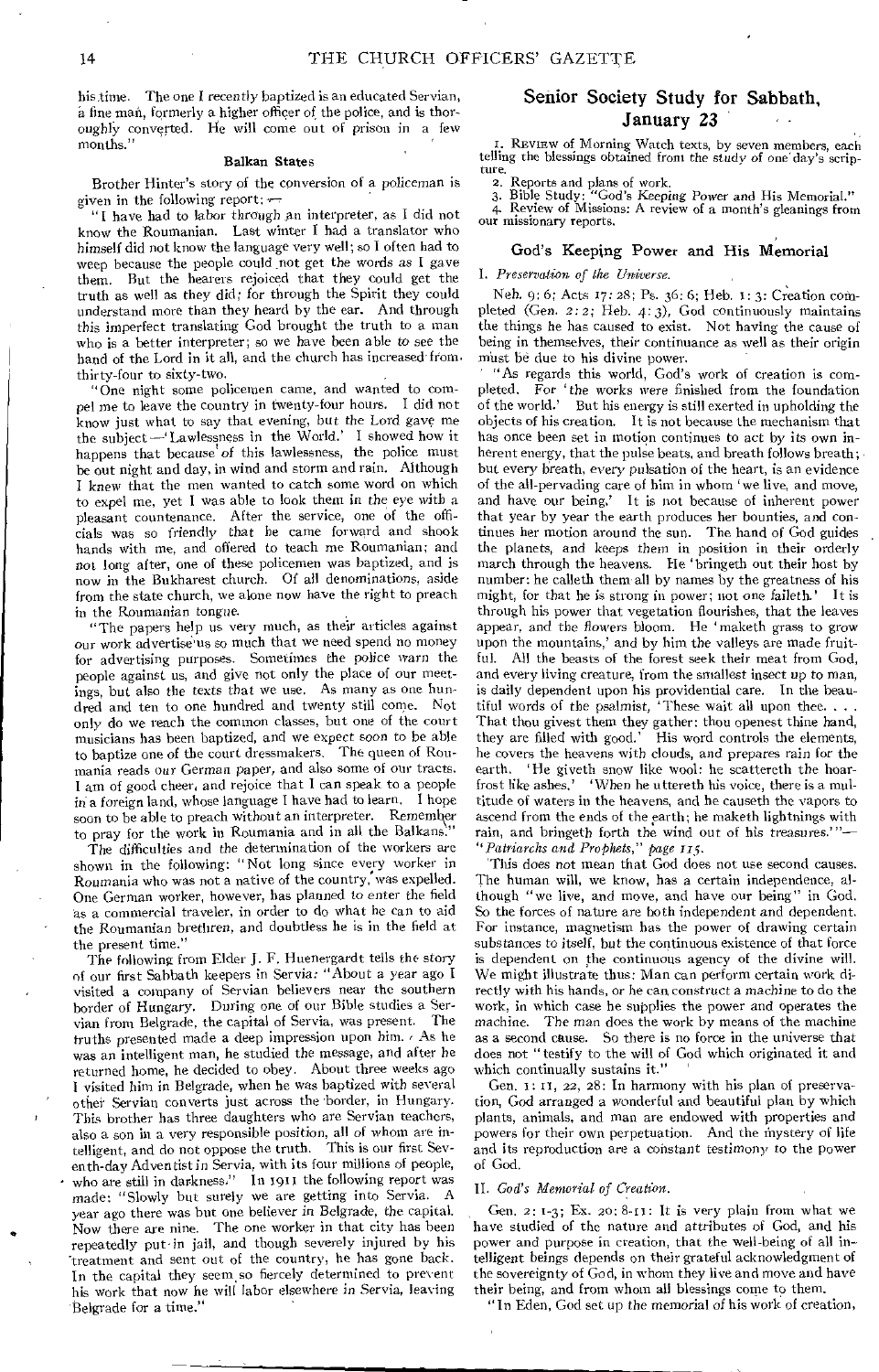his time. The one I recently baptized is an educated Servian, a fine man, formerly a higher officer of the police, and is thoroughly converted. He will come out of prison in a few months."

### Balkan States

Brother Hinter's story of the conversion of a policeman is given in the following report: —

"I have had to labor through an interpreter, as I did not know the Roumanian. Last winter I had a translator who himself did not know the language very well; so I often had to weep because the people could not get the words as I gave them. But the hearers rejoiced that they could get the truth as well as they did; for through the Spirit they could understand more than they heard by the ear. And through this imperfect translating God brought the truth to a man who is a better interpreter; so we have been able to see the hand of the Lord in it all, and the church has increased from thirty-four to sixty-two.

"One night some policemen came, and wanted to compel me to leave the country in twenty-four hours. I did not know just what to say that evening, but the Lord gave me the subject —'Lawlessness in the World.' I showed how it happens that because of this lawlessness, the police must be out night and day, in wind and storm and rain. Although I knew that the men wanted to catch some word on which to expel me, yet I was able to look them in the eye with a pleasant countenance. After the service, one of the officials was so friendly that he came forward and shook hands with me, and offered to teach me Roumanian; and not long after, one of these policemen was baptized, and is now in the Bukharest church. Of all denominations, aside from the state church, we alone now have the right to preach in the Roumanian tongue.

"The papers help us very much, as their articles against our work advertise us so much that we need spend no money for advertising purposes. Sometimes the police warn the people against us, and give not only the place of our meetings, but also the texts that we use. As many as one hundred and ten to one hundred and twenty still come. Not only do we reach the common classes, but one of the court musicians has been baptized, and we expect soon to be able to baptize one of the court dressmakers. The queen of Roumania reads our German paper, and also some of our tracts. I am of good cheer, and rejoice that I can speak to a people in a foreign land, whose language I have had to learn. I hope soon to be able to preach without an interpreter. Remember to pray for the work in Roumania and in all the Balkans."

The difficulties and the determination of the workers are shown in the following: "Not long since every worker in Roumania who was not a native of the country, was expelled. One German worker, however, has planned to enter the field as a commercial traveler, in order to do what he can to aid the Roumanian brethren, and doubtless he is in the field at the present time."

The following from Elder J. F. Huenergardt tells the story of our first Sabbath keepers in Servia: "About a year ago I visited a company of Servian believers near the southern border of Hungary. During one of our Bible studies a Servian from Belgrade, the capital of Servia, was present. The truths presented made a deep impression upon him. As he was an intelligent man, he studied the message, and after he returned home, he decided to obey. About three weeks ago I visited him in Belgrade, when he was baptized with several other Servian converts just across the border, in Hungary. This brother has three daughters who are Servian teachers, also a son in a very responsible position, all of whom are intelligent, and do not oppose the truth. This is our first Seventh-day Adventist in Servia, with its four millions of people, who are still in darkness." In 1911 the following report was made: "Slowly but surely we are getting into Servia. A year ago there was but one believer in Belgrade, the capital. Now there are nine. The one worker in that city has been repeatedly put in jail, and though severely injured by his treatment and sent out of the country, he has gone back. In the capital they seem so fiercely determined to prevent his work that now he will labor elsewhere in Servia, leaving Belgrade for a time."

## Senior Society Study for Sabbath, January 23

1. REVIEW of Morning Watch texts, by seven members, each telling the blessings obtained from the study of one day's scripture.
2. Reports and plans of work.
3. Bible Study: "God's Keeping Power and His Memorial."
4. Review of Missions: A review of a month's gleanings from our missionary reports.

### God's Keeping Power and His Memorial

I. *Preservation of the Universe.*

Neh. 9: 6; Acts 17: 28; Ps. 36: 6; Heb. 1: 3: Creation completed (Gen. 2: 2; Heb. 4: 3), God continuously maintains the things he has caused to exist. Not having the cause of being in themselves, their continuance as well as their origin must be due to his divine power.

"As regards this world, God's work of creation is completed. For 'the works were finished from the foundation of the world.' But his energy is still exerted in upholding the objects of his creation. It is not because the mechanism that has once been set in motion continues to act by its own inherent energy, that the pulse beats, and breath follows breath; but every breath, every pulsation of the heart, is an evidence of the all-pervading care of him in whom 'we live, and move, and have our being.' It is not because of inherent power that year by year the earth produces her bounties, and continues her motion around the sun. The hand of God guides the planets, and keeps them in position in their orderly march through the heavens. He 'bringeth out their host by number: he calleth them all by names by the greatness of his might, for that he is strong in power; not one faileth.' It is through his power that vegetation flourishes, that the leaves appear, and the flowers bloom. He 'maketh grass to grow upon the mountains,' and by him the valleys are made fruitful. All the beasts of the forest seek their meat from God, and every living creature, from the smallest insect up to man, is daily dependent upon his providential care. In the beautiful words of the psalmist, 'These wait all upon thee. . . . That thou givest them they gather: thou openest thine hand, they are filled with good.' His word controls the elements, he covers the heavens with clouds, and prepares rain for the earth. 'He giveth snow like wool: he scattereth the hoarfrost like ashes.' 'When he uttereth his voice, there is a multitude of waters in the heavens, and he causeth the vapors to ascend from the ends of the earth; he maketh lightnings with rain, and bringeth forth the wind out of his treasures.'"— *"Patriarchs and Prophets," page 115.*

This does not mean that God does not use second causes. The human will, we know, has a certain independence, although "we live, and move, and have our being" in God. So the forces of nature are both independent and dependent. For instance, magnetism has the power of drawing certain substances to itself, but the continuous existence of that force is dependent on the continuous agency of the divine will. We might illustrate thus: Man can perform certain work directly with his hands, or he can construct a machine to do the work, in which case he supplies the power and operates the machine. The man does the work by means of the machine as a second cause. So there is no force in the universe that does not "testify to the will of God which originated it and which continually sustains it."

Gen. 1: 11, 22, 28: In harmony with his plan of preservation, God arranged a wonderful and beautiful plan by which plants, animals, and man are endowed with properties and powers for their own perpetuation. And the mystery of life and its reproduction are a constant testimony to the power of God.

II. *God's Memorial of Creation.*

Gen. 2: 1-3; Ex. 20: 8-11: It is very plain from what we have studied of the nature and attributes of God, and his power and purpose in creation, that the well-being of all intelligent beings depends on their grateful acknowledgment of the sovereignty of God, in whom they live and move and have their being, and from whom all blessings come to them.

"In Eden, God set up the memorial of his work of creation,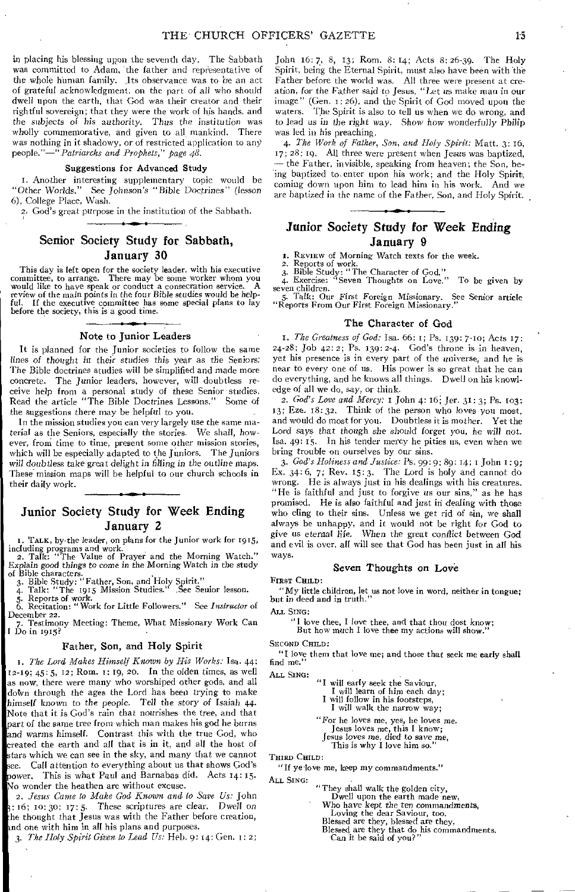in placing his blessing upon the seventh day. The Sabbath was committed to Adam, the father and representative of the whole human family. Its observance was to be an act of grateful acknowledgment, on the part of all who should dwell upon the earth, that God was their creator and their rightful sovereign; that they were the work of his hands, and the subjects of his authority. Thus the institution was wholly commemorative, and given to all mankind. There was nothing in it shadowy, or of restricted application to any people."—*"Patriarchs and Prophets," page 48.*

#### Suggestions for Advanced Study

1. Another interesting supplementary topic would be "Other Worlds." See Johnson's "Bible Doctrines" (lesson 6), College Place, Wash.
2. God's great purpose in the institution of the Sabbath.

## Senior Society Study for Sabbath, January 30

This day is left open for the society leader, with his executive committee, to arrange. There may be some worker whom you would like to have speak or conduct a consecration service. A review of the main points in the four Bible studies would be helpful. If the executive committee has some special plans to lay before the society, this is a good time.

### Note to Junior Leaders

It is planned for the Junior societies to follow the same lines of thought in their studies this year as the Seniors. The Bible doctrines studies will be simplified and made more concrete. The Junior leaders, however, will doubtless receive help from a personal study of these Senior studies. Read the article "The Bible Doctrines Lessons." Some of the suggestions there may be helpful to you.

In the mission studies you can very largely use the same material as the Seniors, especially the stories. We shall, however, from time to time, present some other mission stories, which will be especially adapted to the Juniors. The Juniors will doubtless take great delight in filling in the outline maps. These mission maps will be helpful to our church schools in their daily work.

## Junior Society Study for Week Ending January 2

1. Talk, by the leader, on plans for the Junior work for 1915, including programs and work.
2. Talk: "The Value of Prayer and the Morning Watch." Explain good things to come in the Morning Watch in the study of Bible characters.
3. Bible Study: "Father, Son, and Holy Spirit."
4. Talk: "The 1915 Mission Studies." See Senior lesson.
5. Reports of work.
6. Recitation: "Work for Little Followers." See *Instructor* of December 22.
7. Testimony Meeting: Theme, What Missionary Work Can I Do in 1915?

### Father, Son, and Holy Spirit

1. *The Lord Makes Himself Known by His Works:* Isa. 44: 12-19; 45: 5, 12; Rom. 1: 19, 20. In the olden times, as well as now, there were many who worshiped other gods, and all down through the ages the Lord has been trying to make himself known to the people. Tell the story of Isaiah 44. Note that it is God's rain that nourishes the tree, and that part of the same tree from which man makes his god he burns and warms himself. Contrast this with the true God, who created the earth and all that is in it, and all the host of stars which we can see in the sky, and many that we cannot see. Call attention to everything about us that shows God's power. This is what Paul and Barnabas did. Acts 14: 15. No wonder the heathen are without excuse.

2. *Jesus Came to Make God Known and to Save Us:* John 3: 16; 10: 30; 17: 5. These scriptures are clear. Dwell on the thought that Jesus was with the Father before creation, and one with him in all his plans and purposes.

3. *The Holy Spirit Given to Lead Us:* Heb. 9: 14; Gen. 1: 2; John 16: 7, 8, 13; Rom. 8: 14; Acts 8: 26-39. The Holy Spirit, being the Eternal Spirit, must also have been with the Father before the world was. All three were present at creation, for the Father said to Jesus, "Let us make man in our image" (Gen. 1: 26), and the Spirit of God moved upon the waters. The Spirit is also to tell us when we do wrong, and to lead us in the right way. Show how wonderfully Philip was led in his preaching.

4. *The Work of Father, Son, and Holy Spirit:* Matt. 3: 16, 17; 28: 19. All three were present when Jesus was baptized, — the Father, invisible, speaking from heaven; the Son, being baptized to enter upon his work; and the Holy Spirit, coming down upon him to lead him in his work. And we are baptized in the name of the Father, Son, and Holy Spirit.

## Junior Society Study for Week Ending January 9

1. Review of Morning Watch texts for the week.
2. Reports of work.
3. Bible Study: "The Character of God."
4. Exercise: "Seven Thoughts on Love." To be given by seven children.
5. Talk: Our First Foreign Missionary. See Senior article "Reports From Our First Foreign Missionary."

### The Character of God

1. *The Greatness of God:* Isa. 66: 1; Ps. 139: 7-10; Acts 17: 24-28; Job 42: 2; Ps. 139: 2-4. God's throne is in heaven, yet his presence is in every part of the universe, and he is near to every one of us. His power is so great that he can do everything, and he knows all things. Dwell on his knowledge of all we do, say, or think.

2. *God's Love and Mercy:* 1 John 4: 16; Jer. 31: 3; Ps. 103: 13; Eze. 18: 32. Think of the person who loves you most, and would do most for you. Doubtless it is mother. Yet the Lord says that though she should forget you, he will not. Isa. 49: 15. In his tender mercy he pities us, even when we bring trouble on ourselves by our sins.

3. *God's Holiness and Justice:* Ps. 99: 9; 89: 14; 1 John 1: 9; Ex. 34: 6, 7; Rev. 15: 3. The Lord is holy and cannot do wrong. He is always just in his dealings with his creatures. "He is faithful and just to forgive us our sins," as he has promised. He is also faithful and just in dealing with those who cling to their sins. Unless we get rid of sin, we shall always be unhappy, and it would not be right for God to give us eternal life. When the great conflict between God and evil is over, all will see that God has been just in all his ways.

### Seven Thoughts on Love

First Child:

"My little children, let us not love in word, neither in tongue; but in deed and in truth."

All Sing:

"I love thee, I love thee, and that thou dost know;
But how much I love thee my actions will show."

Second Child:

"I love them that love me; and those that seek me early shall find me."

All Sing:

"I will early seek the Saviour,
I will learn of him each day;
I will follow in his footsteps,
I will walk the narrow way;

"For he loves me, yes, he loves me,
Jesus loves me, this I know;
Jesus loves me, died to save me,
This is why I love him so."

Third Child:

"If ye love me, keep my commandments."

All Sing:

"They shall walk the golden city,
Dwell upon the earth made new,
Who have kept the ten commandments,
Loving the dear Saviour, too.
Blessed are they, blessed are they,
Blessed are they that do his commandments.
Can it be said of you?"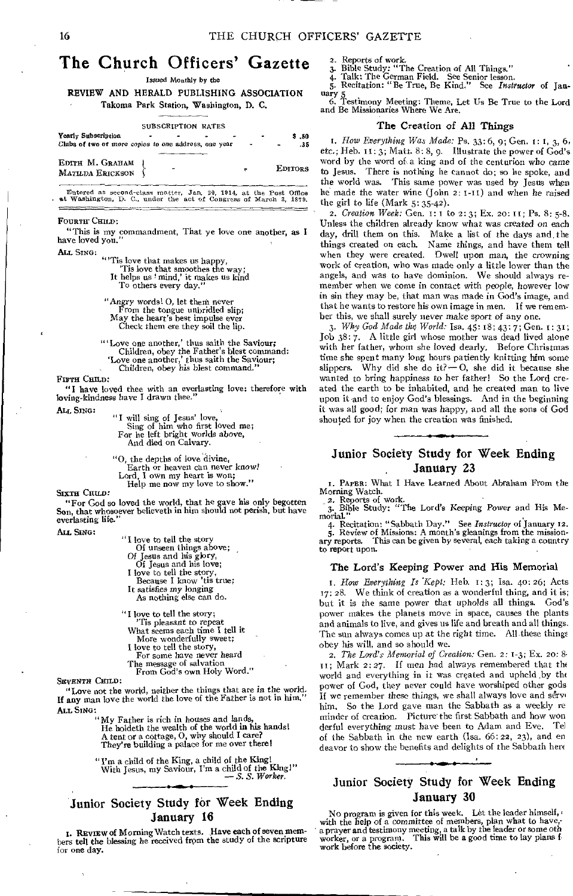# The Church Officers' Gazette

Issued Monthly by the

REVIEW AND HERALD PUBLISHING ASSOCIATION

Takoma Park Station, Washington, D. C.

SUBSCRIPTION RATES

| | |
|---|---|
| Yearly Subscription | $ .50 |
| Clubs of two or more copies to one address, one year | .35 |

EDITH M. GRAHAM, MATILDA ERICKSON — EDITORS

Entered as second-class matter, Jan. 20, 1914, at the Post Office at Washington, D. C., under the act of Congress of March 3, 1879.

FOURTH CHILD:

"This is my commandment, That ye love one another, as I have loved you."

ALL SING:

"'Tis love that makes us happy,
'Tis love that smoothes the way;
It helps us 'mind,' it makes us kind
To others every day."

"Angry words! O, let them never
From the tongue unbridled slip;
May the heart's best impulse ever
Check them ere they soil the lip.

"'Love one another,' thus saith the Saviour;
Children, obey the Father's blest command:
'Love one another,' thus saith the Saviour;
Children, obey his blest command."

FIFTH CHILD:

"I have loved thee with an everlasting love: therefore with loving-kindness have I drawn thee."

ALL SING:

"I will sing of Jesus' love,
Sing of him who first loved me;
For he left bright worlds above,
And died on Calvary.

"O, the depths of love divine,
Earth or heaven can never know!
Lord, I own my heart is won;
Help me now my love to show."

SIXTH CHILD:

"For God so loved the world, that he gave his only begotten Son, that whosoever believeth in him should not perish, but have everlasting life."

ALL SING:

"I love to tell the story
Of unseen things above;
Of Jesus and his glory,
Of Jesus and his love;
I love to tell the story,
Because I know 'tis true;
It satisfies my longing
As nothing else can do.

"I love to tell the story;
'Tis pleasant to repeat
What seems each time I tell it
More wonderfully sweet;
I love to tell the story,
For some have never heard
The message of salvation
From God's own Holy Word."

SEVENTH CHILD:

"Love not the world, neither the things that are in the world. If any man love the world the love of the Father is not in him."

ALL SING:

"My Father is rich in houses and lands,
He holdeth the wealth of the world in his hands!
A tent or a cottage, O, why should I care?
They're building a palace for me over there!

"I'm a child of the King, a child of the King!
With Jesus, my Saviour, I'm a child of the King!"
— *S. S. Worker.*

## Junior Society Study for Week Ending January 16

1. REVIEW of Morning Watch texts. Have each of seven members tell the blessing he received from the study of the scripture for one day.
2. Reports of work.
3. Bible Study: "The Creation of All Things."
4. Talk: The German Field. See Senior lesson.
5. Recitation: "Be True, Be Kind." See *Instructor* of January 5.
6. Testimony Meeting: Theme, Let Us Be True to the Lord and Be Missionaries Where We Are.

### The Creation of All Things

1. *How Everything Was Made:* Ps. 33: 6, 9; Gen. 1: 1, 3, 6, *etc.*; Heb. 11: 3; Matt. 8: 8, 9. Illustrate the power of God's word by the word of a king and of the centurion who came to Jesus. There is nothing he cannot do; so he spoke, and the world was. This same power was used by Jesus when he made the water wine (John 2: 1-11) and when he raised the girl to life (Mark 5: 35-42).

2. *Creation Week:* Gen. 1: 1 to 2: 3; Ex. 20: 11; Ps. 8: 5-8. Unless the children already know what was created on each day, drill them on this. Make a list of the days and the things created on each. Name things, and have them tell when they were created. Dwell upon man, the crowning work of creation, who was made only a little lower than the angels, and was to have dominion. We should always remember when we come in contact with people, however low in sin they may be, that man was made in God's image, and that he wants to restore his own image in men. If we remember this, we shall surely never make sport of any one.

3. *Why God Made the World:* Isa. 45: 18; 43: 7; Gen. 1: 31; Job 38: 7. A little girl whose mother was dead lived alone with her father, whom she loved dearly. Before Christmas time she spent many long hours patiently knitting him some slippers. Why did she do it? — O, she did it because she wanted to bring happiness to her father! So the Lord created the earth to be inhabited, and he created man to live upon it and to enjoy God's blessings. And in the beginning it was all good; for man was happy, and all the sons of God shouted for joy when the creation was finished.

## Junior Society Study for Week Ending January 23

1. PAPER: What I Have Learned About Abraham From the Morning Watch.
2. Reports of work.
3. Bible Study: "The Lord's Keeping Power and His Memorial."
4. Recitation: "Sabbath Day." See *Instructor* of January 12.
5. Review of Missions: A month's gleanings from the missionary reports. This can be given by several, each taking a country to report upon.

### The Lord's Keeping Power and His Memorial

1. *How Everything Is Kept:* Heb. 1: 3; Isa. 40: 26; Acts 17: 28. We think of creation as a wonderful thing, and it is; but it is the same power that upholds all things. God's power makes the planets move in space, causes the plants and animals to live, and gives us life and breath and all things. The sun always comes up at the right time. All these things obey his will, and so should we.

2. *The Lord's Memorial of Creation:* Gen. 2: 1-3; Ex. 20: 8-11; Mark 2: 27. If men had always remembered that the world and everything in it was created and upheld by the power of God, they never could have worshiped other gods. If we remember these things, we shall always love and serve him. So the Lord gave man the Sabbath as a weekly reminder of creation. Picture the first Sabbath and how wonderful everything must have been to Adam and Eve. Tell of the Sabbath in the new earth (Isa. 66: 22, 23), and endeavor to show the benefits and delights of the Sabbath here.

## Junior Society Study for Week Ending January 30

No program is given for this week. Let the leader himself, with the help of a committee of members, plan what to have, a prayer and testimony meeting, a talk by the leader or some other worker, or a program. This will be a good time to lay plans for work before the society.